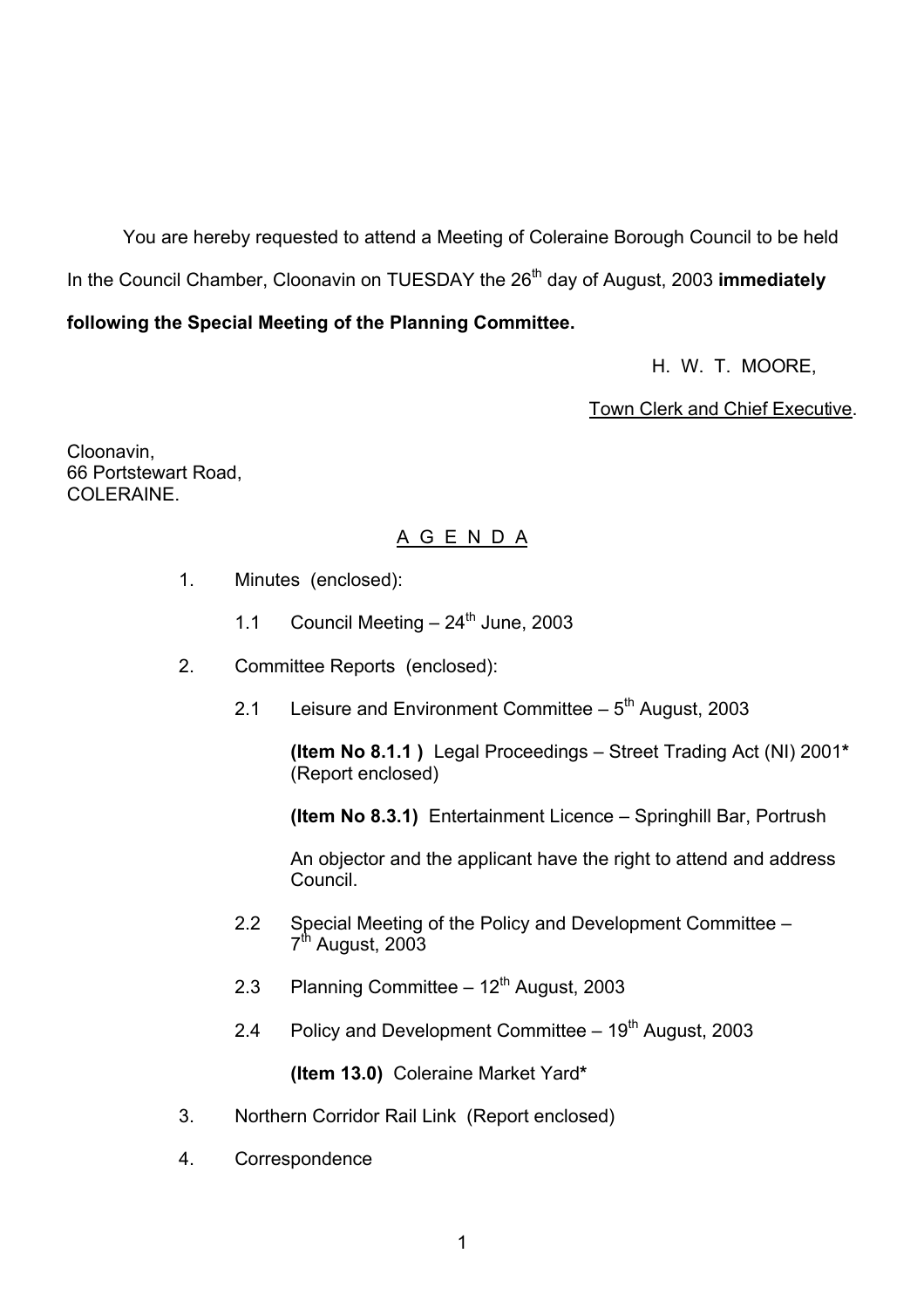You are hereby requested to attend a Meeting of Coleraine Borough Council to be held In the Council Chamber, Cloonavin on TUESDAY the 26th day of August, 2003 **immediately following the Special Meeting of the Planning Committee.**

H. W. T. MOORE,

Town Clerk and Chief Executive.

Cloonavin,
66 Portstewart Road,
COLERAINE.

## A G E N D A

1. Minutes (enclosed):

   1.1 Council Meeting – 24th June, 2003

2. Committee Reports (enclosed):

   2.1 Leisure and Environment Committee – 5th August, 2003

   **(Item No 8.1.1 )** Legal Proceedings – Street Trading Act (NI) 2001**\*** (Report enclosed)

   **(Item No 8.3.1)** Entertainment Licence – Springhill Bar, Portrush

   An objector and the applicant have the right to attend and address Council.

   2.2 Special Meeting of the Policy and Development Committee – 7th August, 2003

   2.3 Planning Committee – 12th August, 2003

   2.4 Policy and Development Committee – 19th August, 2003

   **(Item 13.0)** Coleraine Market Yard**\***

3. Northern Corridor Rail Link (Report enclosed)

4. Correspondence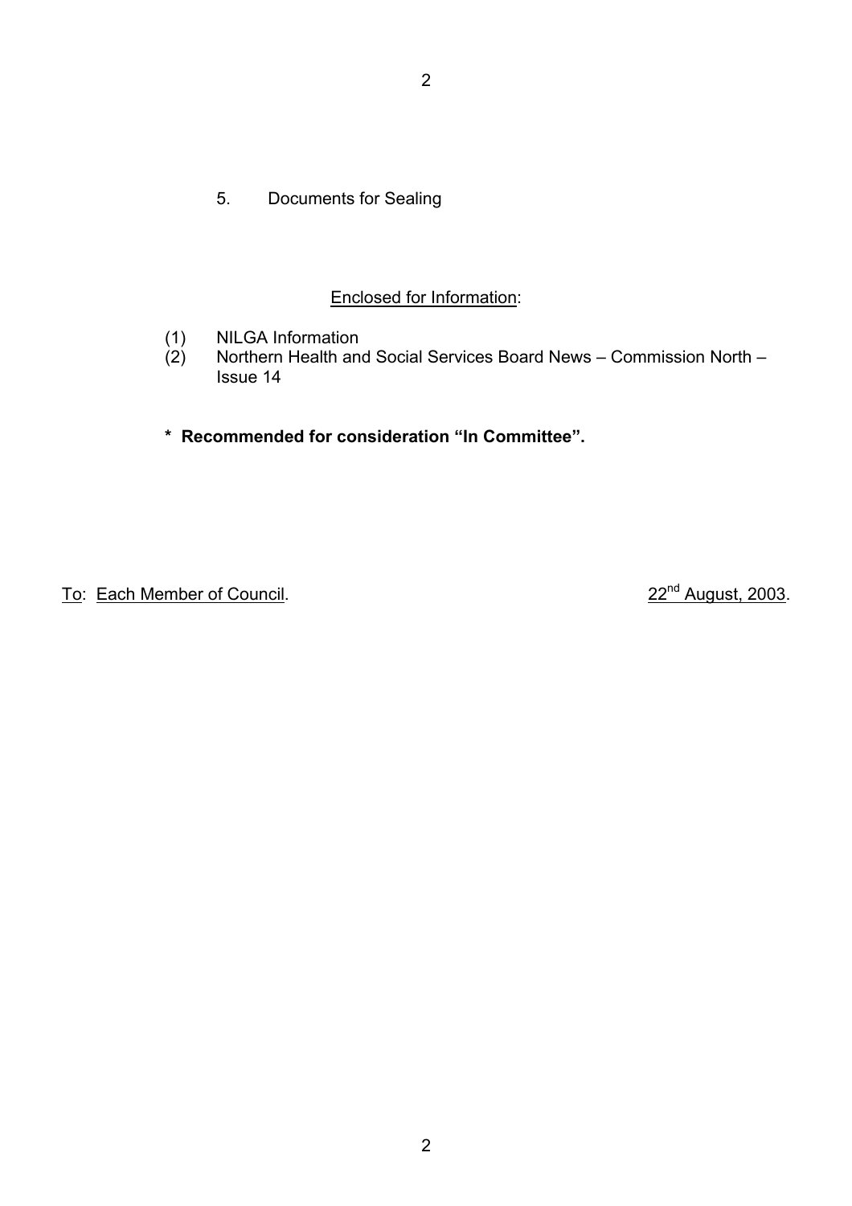5. Documents for Sealing

<u>Enclosed for Information</u>:

(1) NILGA Information
(2) Northern Health and Social Services Board News – Commission North – Issue 14

**\* Recommended for consideration "In Committee".**

<u>To</u>: <u>Each Member of Council</u>. <u>22nd August, 2003</u>.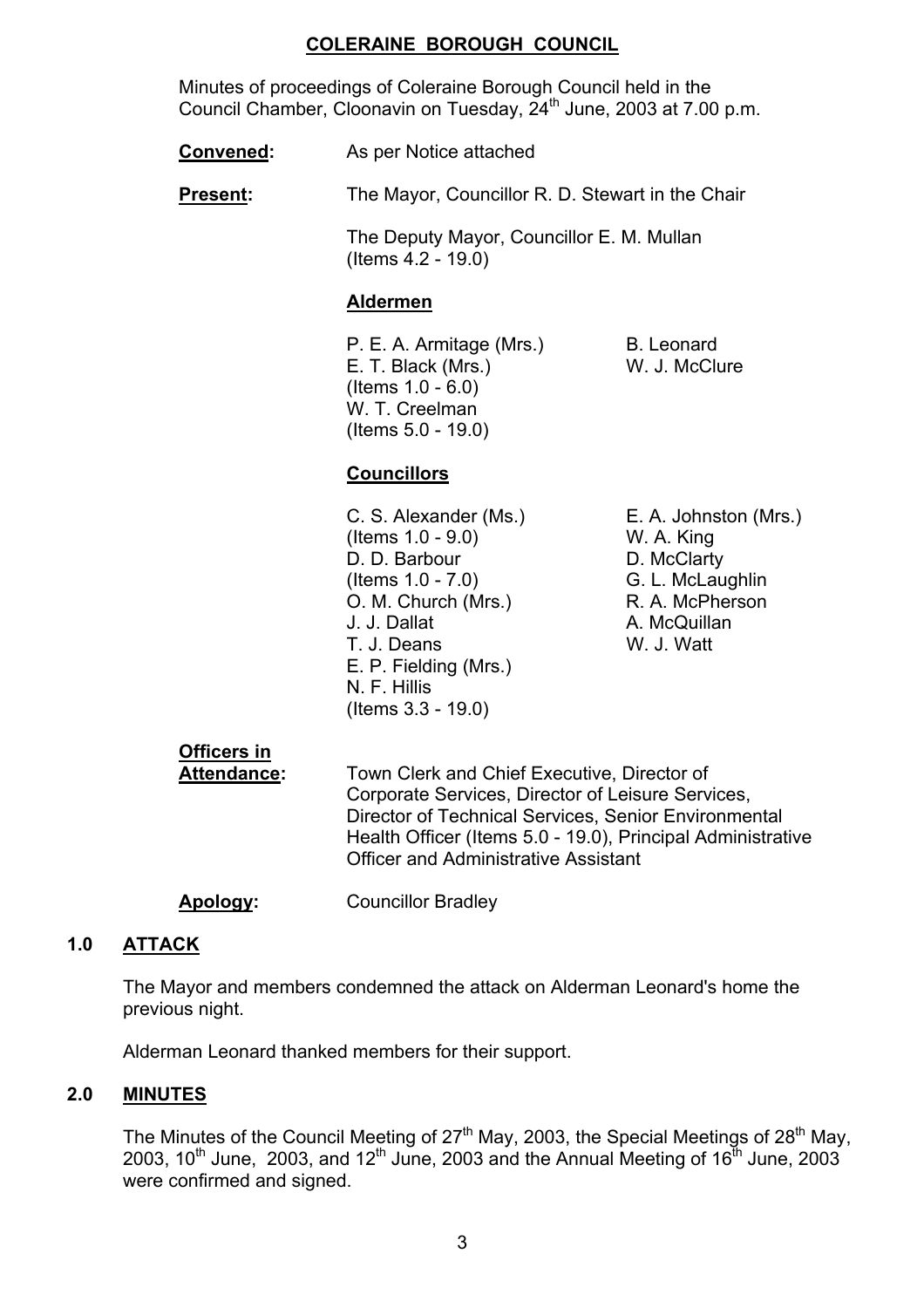# COLERAINE BOROUGH COUNCIL

Minutes of proceedings of Coleraine Borough Council held in the Council Chamber, Cloonavin on Tuesday, 24th June, 2003 at 7.00 p.m.

**Convened:** As per Notice attached

**Present:** The Mayor, Councillor R. D. Stewart in the Chair

The Deputy Mayor, Councillor E. M. Mullan (Items 4.2 - 19.0)

**Aldermen**

P. E. A. Armitage (Mrs.)
E. T. Black (Mrs.) (Items 1.0 - 6.0)
W. T. Creelman (Items 5.0 - 19.0)
B. Leonard
W. J. McClure

**Councillors**

C. S. Alexander (Ms.) (Items 1.0 - 9.0)
D. D. Barbour (Items 1.0 - 7.0)
O. M. Church (Mrs.)
J. J. Dallat
T. J. Deans
E. P. Fielding (Mrs.)
N. F. Hillis (Items 3.3 - 19.0)
E. A. Johnston (Mrs.)
W. A. King
D. McClarty
G. L. McLaughlin
R. A. McPherson
A. McQuillan
W. J. Watt

**Officers in Attendance:** Town Clerk and Chief Executive, Director of Corporate Services, Director of Leisure Services, Director of Technical Services, Senior Environmental Health Officer (Items 5.0 - 19.0), Principal Administrative Officer and Administrative Assistant

**Apology:** Councillor Bradley

## 1.0 ATTACK

The Mayor and members condemned the attack on Alderman Leonard's home the previous night.

Alderman Leonard thanked members for their support.

## 2.0 MINUTES

The Minutes of the Council Meeting of 27th May, 2003, the Special Meetings of 28th May, 2003, 10th June, 2003, and 12th June, 2003 and the Annual Meeting of 16th June, 2003 were confirmed and signed.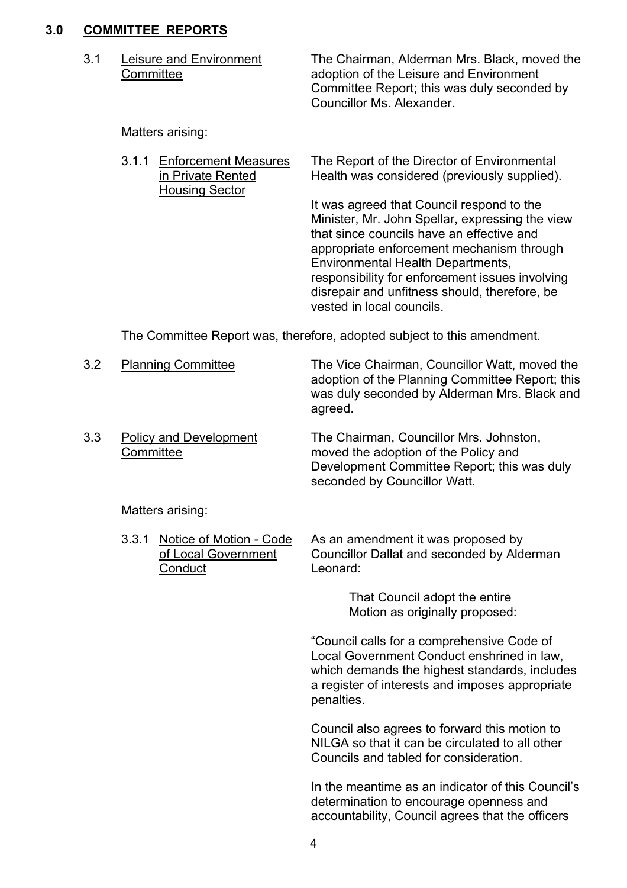## 3.0 COMMITTEE REPORTS

3.1 Leisure and Environment Committee

The Chairman, Alderman Mrs. Black, moved the adoption of the Leisure and Environment Committee Report; this was duly seconded by Councillor Ms. Alexander.

Matters arising:

3.1.1 Enforcement Measures in Private Rented Housing Sector

The Report of the Director of Environmental Health was considered (previously supplied).

It was agreed that Council respond to the Minister, Mr. John Spellar, expressing the view that since councils have an effective and appropriate enforcement mechanism through Environmental Health Departments, responsibility for enforcement issues involving disrepair and unfitness should, therefore, be vested in local councils.

The Committee Report was, therefore, adopted subject to this amendment.

3.2 Planning Committee

The Vice Chairman, Councillor Watt, moved the adoption of the Planning Committee Report; this was duly seconded by Alderman Mrs. Black and agreed.

3.3 Policy and Development Committee

The Chairman, Councillor Mrs. Johnston, moved the adoption of the Policy and Development Committee Report; this was duly seconded by Councillor Watt.

Matters arising:

3.3.1 Notice of Motion - Code of Local Government Conduct

As an amendment it was proposed by Councillor Dallat and seconded by Alderman Leonard:

> That Council adopt the entire Motion as originally proposed:

"Council calls for a comprehensive Code of Local Government Conduct enshrined in law, which demands the highest standards, includes a register of interests and imposes appropriate penalties.

Council also agrees to forward this motion to NILGA so that it can be circulated to all other Councils and tabled for consideration.

In the meantime as an indicator of this Council's determination to encourage openness and accountability, Council agrees that the officers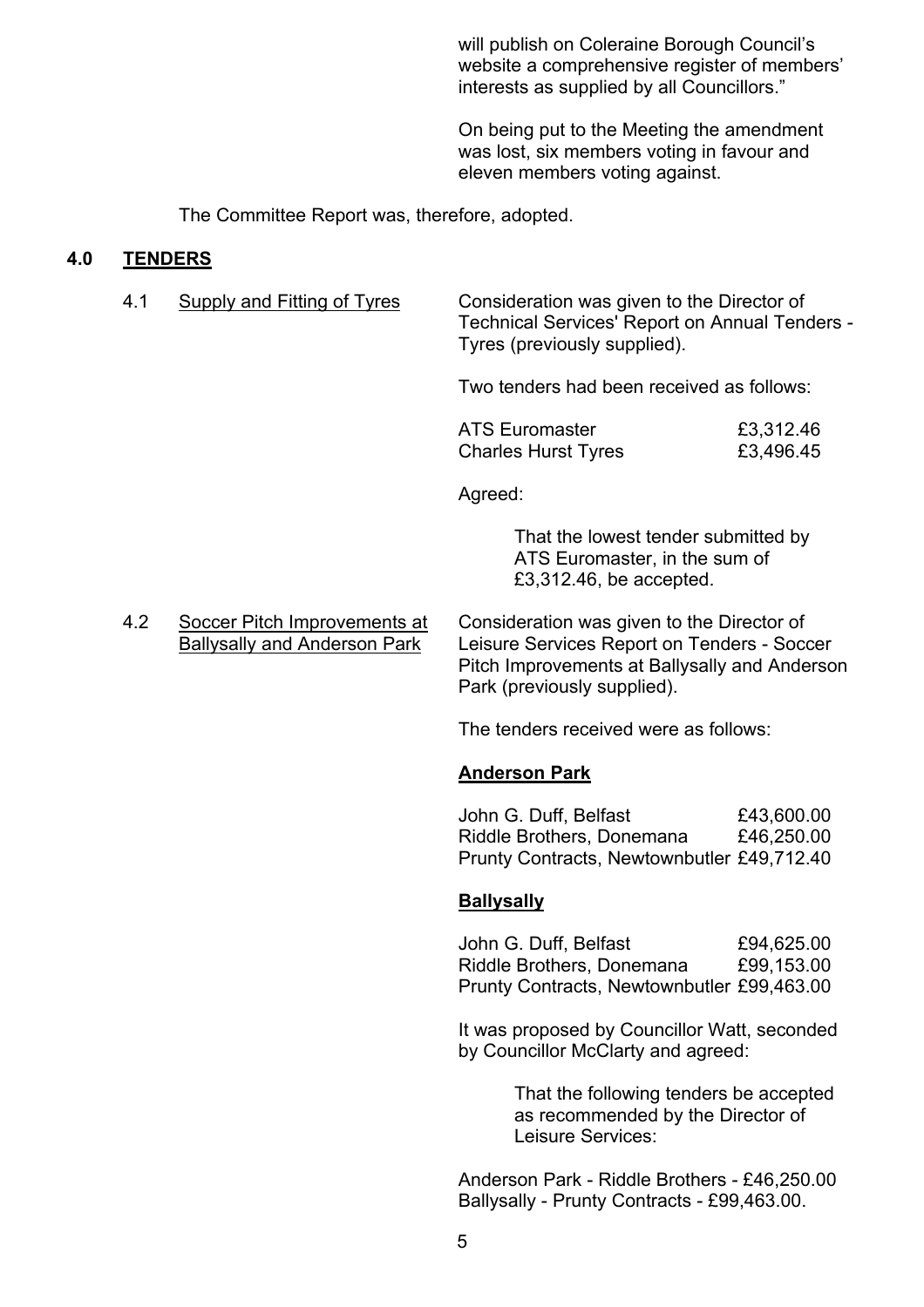will publish on Coleraine Borough Council's website a comprehensive register of members' interests as supplied by all Councillors."

On being put to the Meeting the amendment was lost, six members voting in favour and eleven members voting against.

The Committee Report was, therefore, adopted.

## 4.0 TENDERS

### 4.1 Supply and Fitting of Tyres

Consideration was given to the Director of Technical Services' Report on Annual Tenders - Tyres (previously supplied).

Two tenders had been received as follows:

| | |
|---|---|
| ATS Euromaster | £3,312.46 |
| Charles Hurst Tyres | £3,496.45 |

Agreed:

> That the lowest tender submitted by ATS Euromaster, in the sum of £3,312.46, be accepted.

### 4.2 Soccer Pitch Improvements at Ballysally and Anderson Park

Consideration was given to the Director of Leisure Services Report on Tenders - Soccer Pitch Improvements at Ballysally and Anderson Park (previously supplied).

The tenders received were as follows:

**Anderson Park**

| | |
|---|---|
| John G. Duff, Belfast | £43,600.00 |
| Riddle Brothers, Donemana | £46,250.00 |
| Prunty Contracts, Newtownbutler | £49,712.40 |

**Ballysally**

| | |
|---|---|
| John G. Duff, Belfast | £94,625.00 |
| Riddle Brothers, Donemana | £99,153.00 |
| Prunty Contracts, Newtownbutler | £99,463.00 |

It was proposed by Councillor Watt, seconded by Councillor McClarty and agreed:

> That the following tenders be accepted as recommended by the Director of Leisure Services:

Anderson Park - Riddle Brothers - £46,250.00
Ballysally - Prunty Contracts - £99,463.00.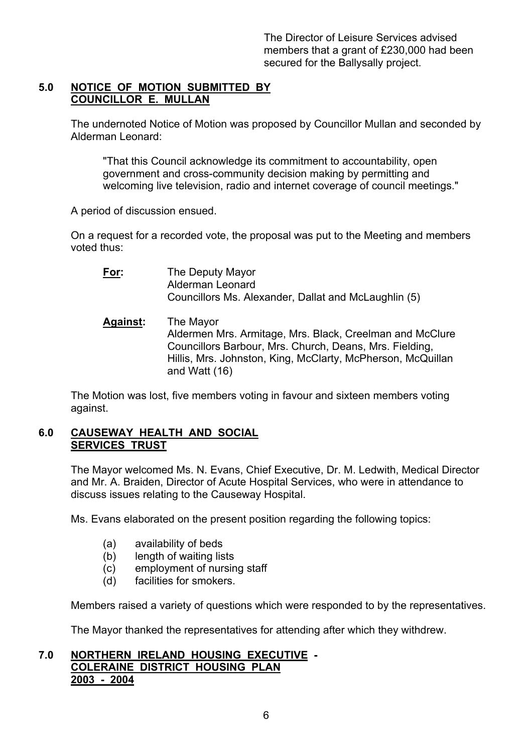The Director of Leisure Services advised members that a grant of £230,000 had been secured for the Ballysally project.

## 5.0 NOTICE OF MOTION SUBMITTED BY COUNCILLOR E. MULLAN

The undernoted Notice of Motion was proposed by Councillor Mullan and seconded by Alderman Leonard:

> "That this Council acknowledge its commitment to accountability, open government and cross-community decision making by permitting and welcoming live television, radio and internet coverage of council meetings."

A period of discussion ensued.

On a request for a recorded vote, the proposal was put to the Meeting and members voted thus:

**For:** The Deputy Mayor
Alderman Leonard
Councillors Ms. Alexander, Dallat and McLaughlin (5)

**Against:** The Mayor
Aldermen Mrs. Armitage, Mrs. Black, Creelman and McClure
Councillors Barbour, Mrs. Church, Deans, Mrs. Fielding, Hillis, Mrs. Johnston, King, McClarty, McPherson, McQuillan and Watt (16)

The Motion was lost, five members voting in favour and sixteen members voting against.

## 6.0 CAUSEWAY HEALTH AND SOCIAL SERVICES TRUST

The Mayor welcomed Ms. N. Evans, Chief Executive, Dr. M. Ledwith, Medical Director and Mr. A. Braiden, Director of Acute Hospital Services, who were in attendance to discuss issues relating to the Causeway Hospital.

Ms. Evans elaborated on the present position regarding the following topics:

(a) availability of beds
(b) length of waiting lists
(c) employment of nursing staff
(d) facilities for smokers.

Members raised a variety of questions which were responded to by the representatives.

The Mayor thanked the representatives for attending after which they withdrew.

## 7.0 NORTHERN IRELAND HOUSING EXECUTIVE - COLERAINE DISTRICT HOUSING PLAN 2003 - 2004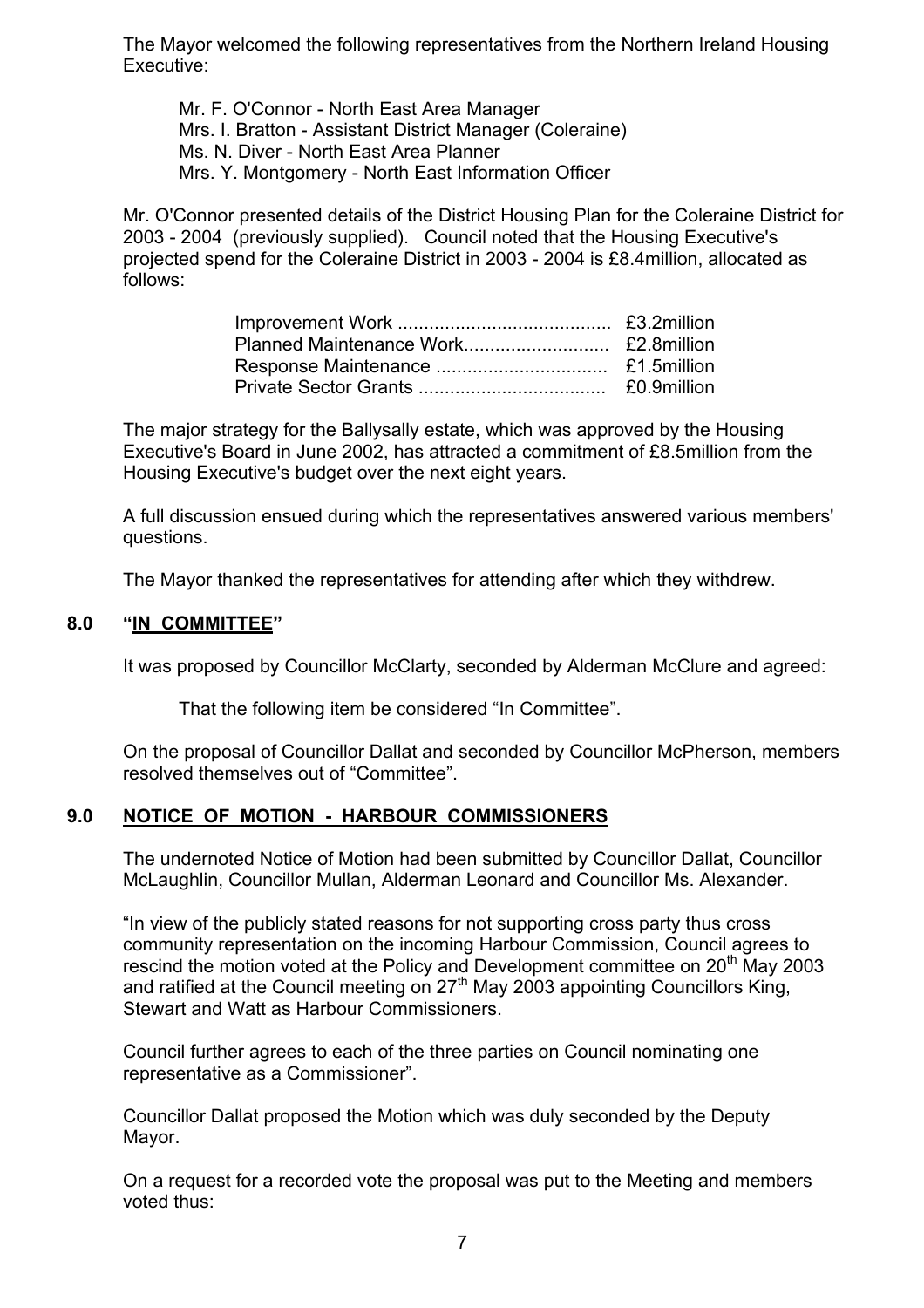The Mayor welcomed the following representatives from the Northern Ireland Housing Executive:

Mr. F. O'Connor - North East Area Manager  
Mrs. I. Bratton - Assistant District Manager (Coleraine)  
Ms. N. Diver - North East Area Planner  
Mrs. Y. Montgomery - North East Information Officer

Mr. O'Connor presented details of the District Housing Plan for the Coleraine District for 2003 - 2004 (previously supplied). Council noted that the Housing Executive's projected spend for the Coleraine District in 2003 - 2004 is £8.4million, allocated as follows:

| | |
|---|---|
| Improvement Work ........................................ | £3.2million |
| Planned Maintenance Work........................... | £2.8million |
| Response Maintenance ................................ | £1.5million |
| Private Sector Grants ................................... | £0.9million |

The major strategy for the Ballysally estate, which was approved by the Housing Executive's Board in June 2002, has attracted a commitment of £8.5million from the Housing Executive's budget over the next eight years.

A full discussion ensued during which the representatives answered various members' questions.

The Mayor thanked the representatives for attending after which they withdrew.

## 8.0 "IN COMMITTEE"

It was proposed by Councillor McClarty, seconded by Alderman McClure and agreed:

That the following item be considered "In Committee".

On the proposal of Councillor Dallat and seconded by Councillor McPherson, members resolved themselves out of "Committee".

## 9.0 NOTICE OF MOTION - HARBOUR COMMISSIONERS

The undernoted Notice of Motion had been submitted by Councillor Dallat, Councillor McLaughlin, Councillor Mullan, Alderman Leonard and Councillor Ms. Alexander.

"In view of the publicly stated reasons for not supporting cross party thus cross community representation on the incoming Harbour Commission, Council agrees to rescind the motion voted at the Policy and Development committee on 20th May 2003 and ratified at the Council meeting on 27th May 2003 appointing Councillors King, Stewart and Watt as Harbour Commissioners.

Council further agrees to each of the three parties on Council nominating one representative as a Commissioner".

Councillor Dallat proposed the Motion which was duly seconded by the Deputy Mayor.

On a request for a recorded vote the proposal was put to the Meeting and members voted thus: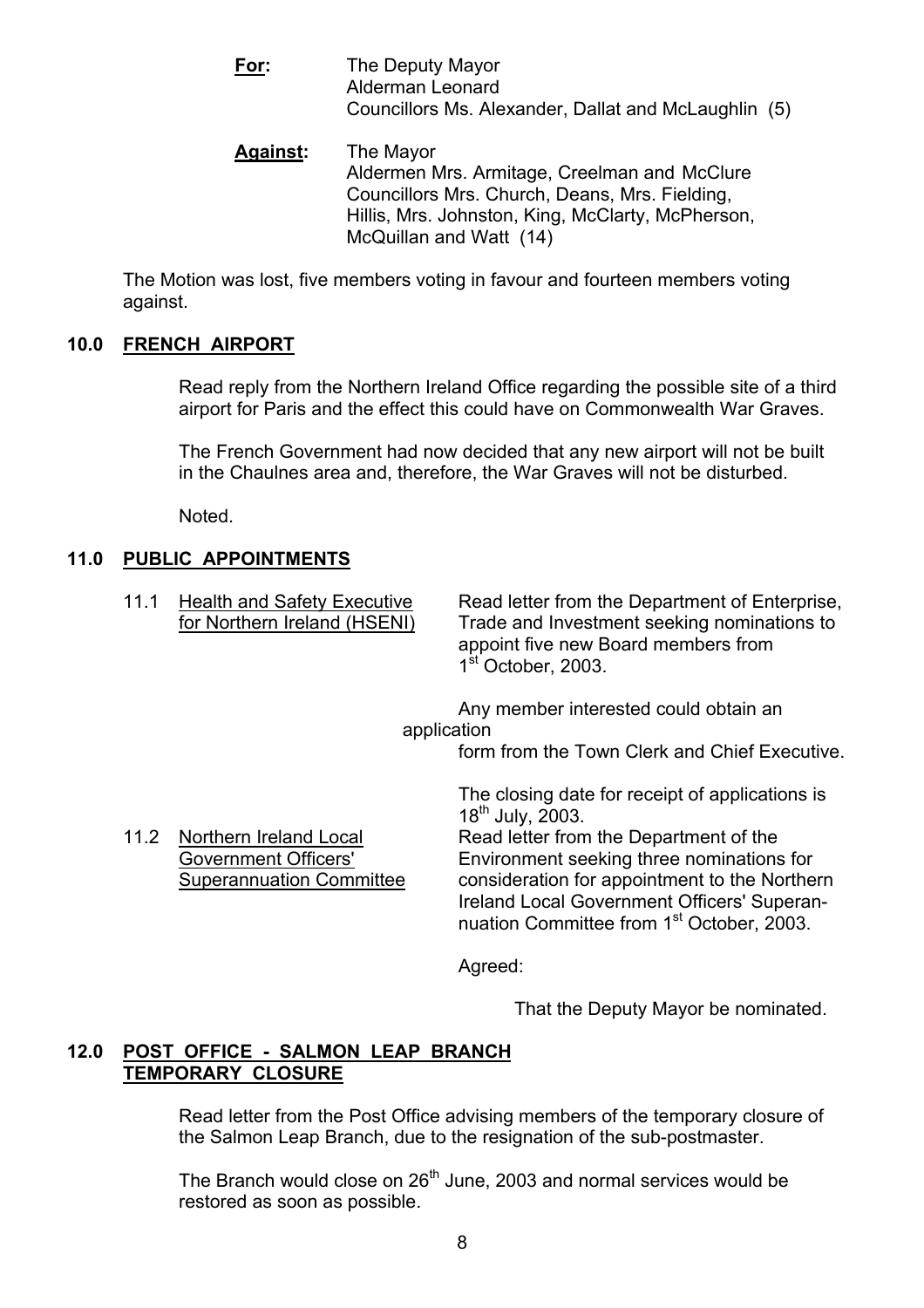**For:** The Deputy Mayor
Alderman Leonard
Councillors Ms. Alexander, Dallat and McLaughlin (5)

**Against:** The Mayor
Aldermen Mrs. Armitage, Creelman and McClure
Councillors Mrs. Church, Deans, Mrs. Fielding, Hillis, Mrs. Johnston, King, McClarty, McPherson, McQuillan and Watt (14)

The Motion was lost, five members voting in favour and fourteen members voting against.

## 10.0 FRENCH AIRPORT

Read reply from the Northern Ireland Office regarding the possible site of a third airport for Paris and the effect this could have on Commonwealth War Graves.

The French Government had now decided that any new airport will not be built in the Chaulnes area and, therefore, the War Graves will not be disturbed.

Noted.

## 11.0 PUBLIC APPOINTMENTS

11.1 Health and Safety Executive for Northern Ireland (HSENI)

Read letter from the Department of Enterprise, Trade and Investment seeking nominations to appoint five new Board members from 1st October, 2003.

Any member interested could obtain an application form from the Town Clerk and Chief Executive.

The closing date for receipt of applications is 18th July, 2003.

11.2 Northern Ireland Local Government Officers' Superannuation Committee

Read letter from the Department of the Environment seeking three nominations for consideration for appointment to the Northern Ireland Local Government Officers' Superannuation Committee from 1st October, 2003.

Agreed:

That the Deputy Mayor be nominated.

## 12.0 POST OFFICE - SALMON LEAP BRANCH TEMPORARY CLOSURE

Read letter from the Post Office advising members of the temporary closure of the Salmon Leap Branch, due to the resignation of the sub-postmaster.

The Branch would close on 26th June, 2003 and normal services would be restored as soon as possible.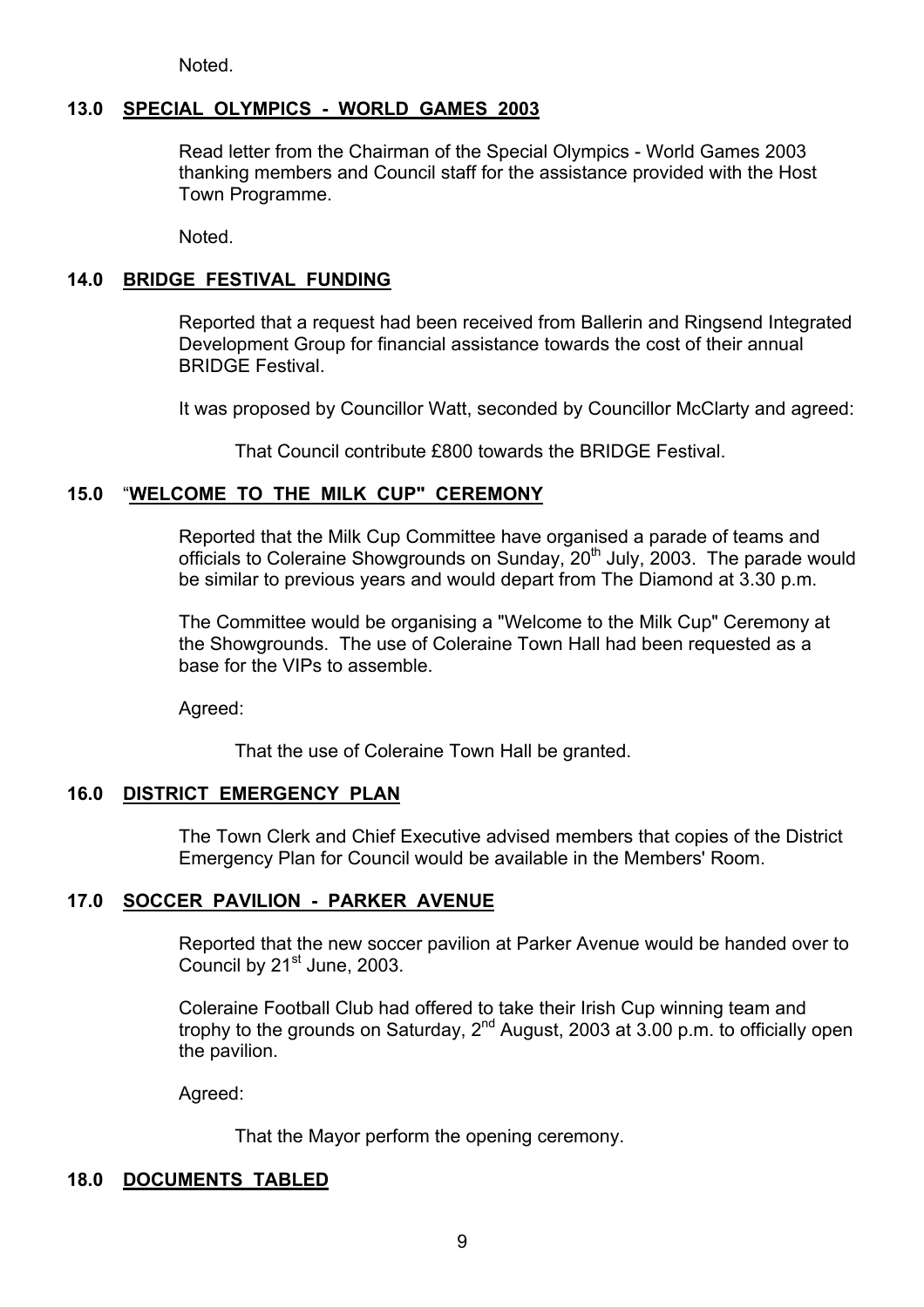Noted.

## 13.0 SPECIAL OLYMPICS - WORLD GAMES 2003

Read letter from the Chairman of the Special Olympics - World Games 2003 thanking members and Council staff for the assistance provided with the Host Town Programme.

Noted.

## 14.0 BRIDGE FESTIVAL FUNDING

Reported that a request had been received from Ballerin and Ringsend Integrated Development Group for financial assistance towards the cost of their annual BRIDGE Festival.

It was proposed by Councillor Watt, seconded by Councillor McClarty and agreed:

> That Council contribute £800 towards the BRIDGE Festival.

## 15.0 "WELCOME TO THE MILK CUP" CEREMONY

Reported that the Milk Cup Committee have organised a parade of teams and officials to Coleraine Showgrounds on Sunday, 20th July, 2003. The parade would be similar to previous years and would depart from The Diamond at 3.30 p.m.

The Committee would be organising a "Welcome to the Milk Cup" Ceremony at the Showgrounds. The use of Coleraine Town Hall had been requested as a base for the VIPs to assemble.

Agreed:

> That the use of Coleraine Town Hall be granted.

## 16.0 DISTRICT EMERGENCY PLAN

The Town Clerk and Chief Executive advised members that copies of the District Emergency Plan for Council would be available in the Members' Room.

## 17.0 SOCCER PAVILION - PARKER AVENUE

Reported that the new soccer pavilion at Parker Avenue would be handed over to Council by 21st June, 2003.

Coleraine Football Club had offered to take their Irish Cup winning team and trophy to the grounds on Saturday, 2nd August, 2003 at 3.00 p.m. to officially open the pavilion.

Agreed:

> That the Mayor perform the opening ceremony.

## 18.0 DOCUMENTS TABLED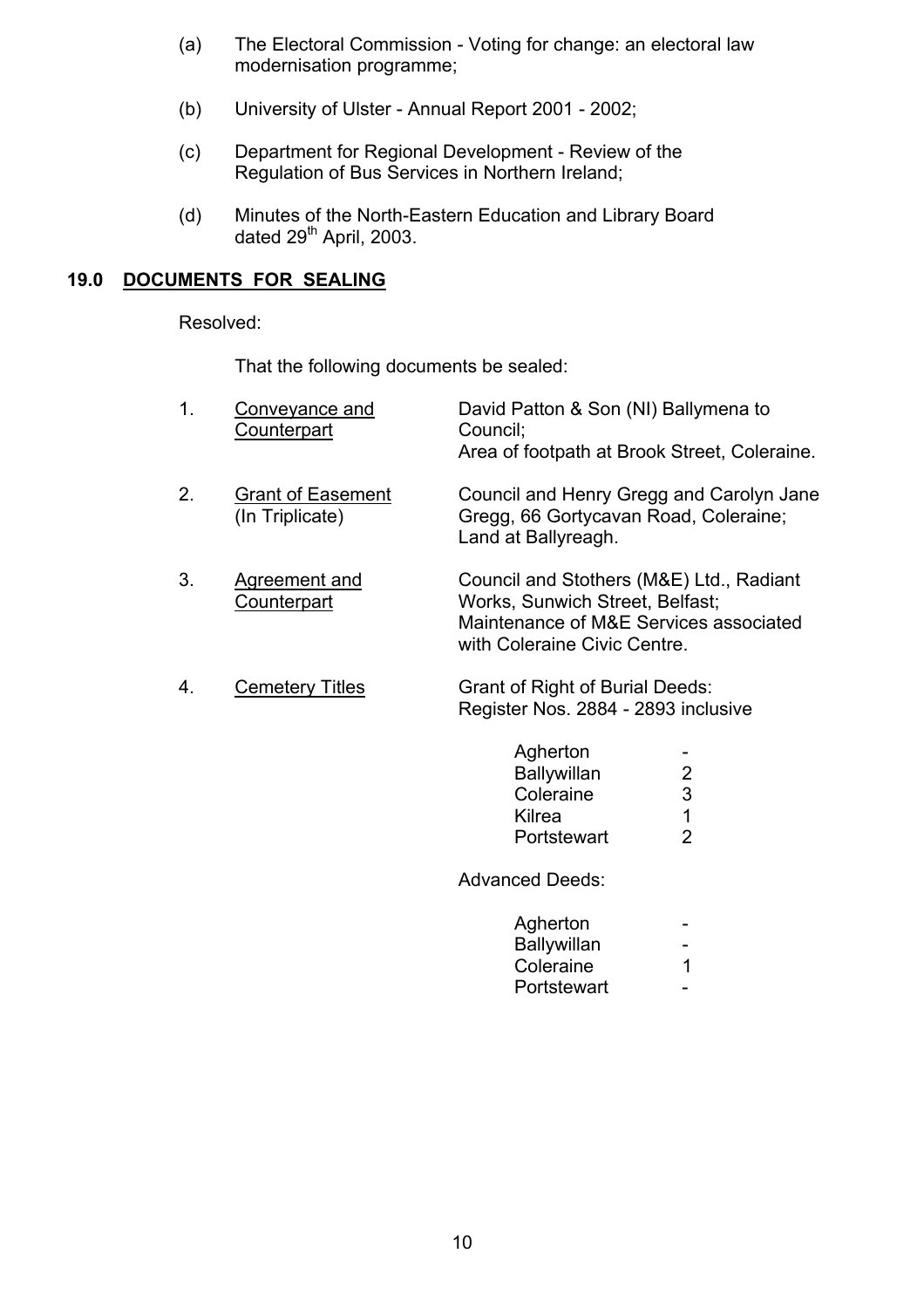(a) The Electoral Commission - Voting for change: an electoral law modernisation programme;

(b) University of Ulster - Annual Report 2001 - 2002;

(c) Department for Regional Development - Review of the Regulation of Bus Services in Northern Ireland;

(d) Minutes of the North-Eastern Education and Library Board dated 29th April, 2003.

## 19.0 DOCUMENTS FOR SEALING

Resolved:

That the following documents be sealed:

1. Conveyance and Counterpart — David Patton & Son (NI) Ballymena to Council; Area of footpath at Brook Street, Coleraine.

2. Grant of Easement (In Triplicate) — Council and Henry Gregg and Carolyn Jane Gregg, 66 Gortycavan Road, Coleraine; Land at Ballyreagh.

3. Agreement and Counterpart — Council and Stothers (M&E) Ltd., Radiant Works, Sunwich Street, Belfast; Maintenance of M&E Services associated with Coleraine Civic Centre.

4. Cemetery Titles — Grant of Right of Burial Deeds: Register Nos. 2884 - 2893 inclusive

| | |
|---|---|
| Agherton | - |
| Ballywillan | 2 |
| Coleraine | 3 |
| Kilrea | 1 |
| Portstewart | 2 |

Advanced Deeds:

| | |
|---|---|
| Agherton | - |
| Ballywillan | - |
| Coleraine | 1 |
| Portstewart | - |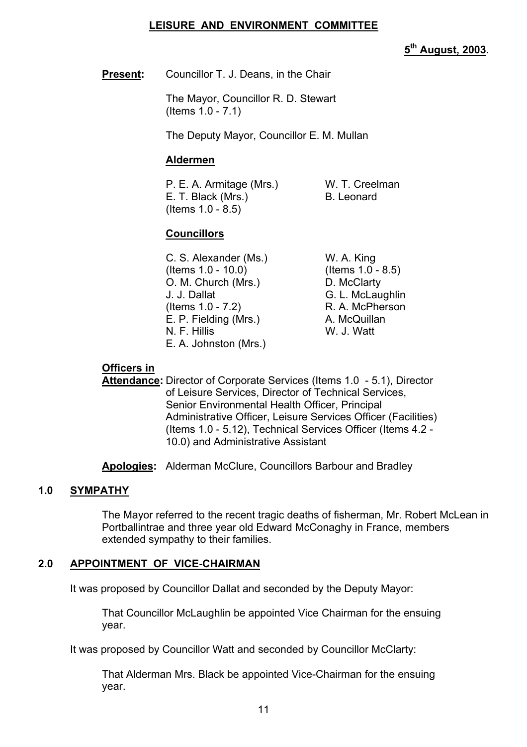# LEISURE AND ENVIRONMENT COMMITTEE

**5th August, 2003.**

**Present:** Councillor T. J. Deans, in the Chair

The Mayor, Councillor R. D. Stewart (Items 1.0 - 7.1)

The Deputy Mayor, Councillor E. M. Mullan

**Aldermen**

P. E. A. Armitage (Mrs.)
E. T. Black (Mrs.) (Items 1.0 - 8.5)
W. T. Creelman
B. Leonard

**Councillors**

C. S. Alexander (Ms.) (Items 1.0 - 10.0)
O. M. Church (Mrs.)
J. J. Dallat (Items 1.0 - 7.2)
E. P. Fielding (Mrs.)
N. F. Hillis
E. A. Johnston (Mrs.)
W. A. King (Items 1.0 - 8.5)
D. McClarty
G. L. McLaughlin
R. A. McPherson
A. McQuillan
W. J. Watt

**Officers in Attendance:** Director of Corporate Services (Items 1.0 - 5.1), Director of Leisure Services, Director of Technical Services, Senior Environmental Health Officer, Principal Administrative Officer, Leisure Services Officer (Facilities) (Items 1.0 - 5.12), Technical Services Officer (Items 4.2 - 10.0) and Administrative Assistant

**Apologies:** Alderman McClure, Councillors Barbour and Bradley

## 1.0 SYMPATHY

The Mayor referred to the recent tragic deaths of fisherman, Mr. Robert McLean in Portballintrae and three year old Edward McConaghy in France, members extended sympathy to their families.

## 2.0 APPOINTMENT OF VICE-CHAIRMAN

It was proposed by Councillor Dallat and seconded by the Deputy Mayor:

> That Councillor McLaughlin be appointed Vice Chairman for the ensuing year.

It was proposed by Councillor Watt and seconded by Councillor McClarty:

> That Alderman Mrs. Black be appointed Vice-Chairman for the ensuing year.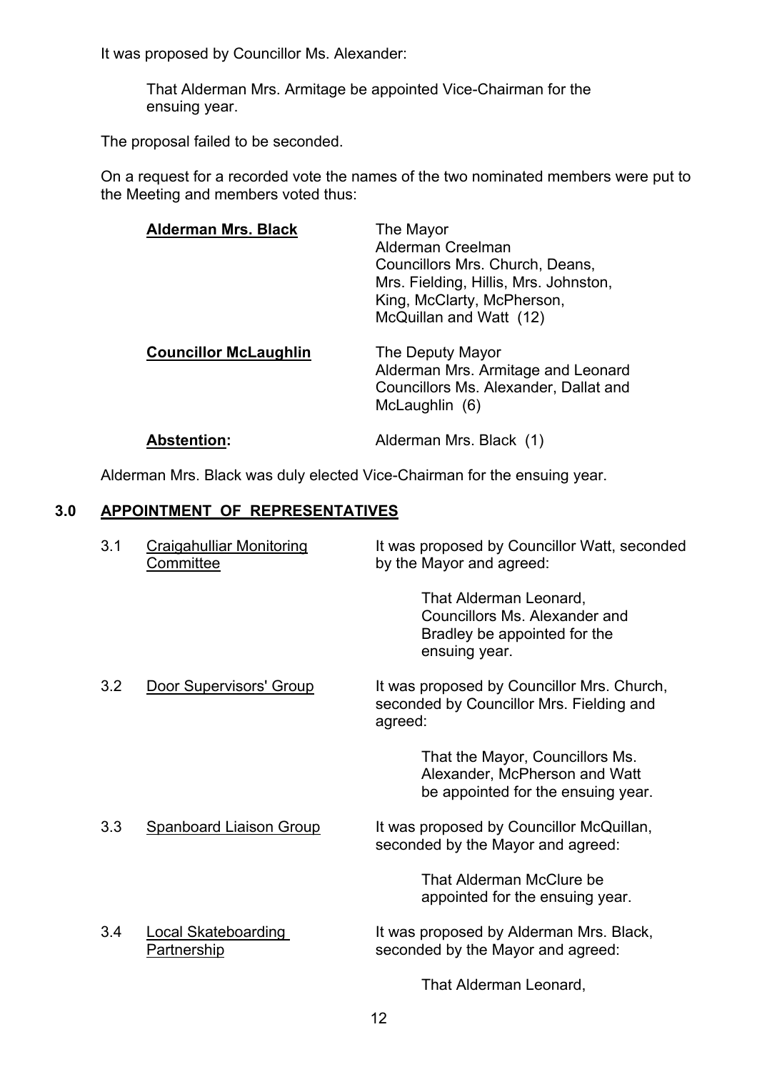It was proposed by Councillor Ms. Alexander:

> That Alderman Mrs. Armitage be appointed Vice-Chairman for the ensuing year.

The proposal failed to be seconded.

On a request for a recorded vote the names of the two nominated members were put to the Meeting and members voted thus:

| | |
|---|---|
| **Alderman Mrs. Black** | The Mayor<br>Alderman Creelman<br>Councillors Mrs. Church, Deans, Mrs. Fielding, Hillis, Mrs. Johnston, King, McClarty, McPherson, McQuillan and Watt (12) |
| **Councillor McLaughlin** | The Deputy Mayor<br>Alderman Mrs. Armitage and Leonard<br>Councillors Ms. Alexander, Dallat and McLaughlin (6) |
| **Abstention:** | Alderman Mrs. Black (1) |

Alderman Mrs. Black was duly elected Vice-Chairman for the ensuing year.

## 3.0 APPOINTMENT OF REPRESENTATIVES

3.1 Craigahulliar Monitoring Committee

It was proposed by Councillor Watt, seconded by the Mayor and agreed:

> That Alderman Leonard, Councillors Ms. Alexander and Bradley be appointed for the ensuing year.

3.2 Door Supervisors' Group

It was proposed by Councillor Mrs. Church, seconded by Councillor Mrs. Fielding and agreed:

> That the Mayor, Councillors Ms. Alexander, McPherson and Watt be appointed for the ensuing year.

3.3 Spanboard Liaison Group

It was proposed by Councillor McQuillan, seconded by the Mayor and agreed:

> That Alderman McClure be appointed for the ensuing year.

3.4 Local Skateboarding Partnership

It was proposed by Alderman Mrs. Black, seconded by the Mayor and agreed:

> That Alderman Leonard,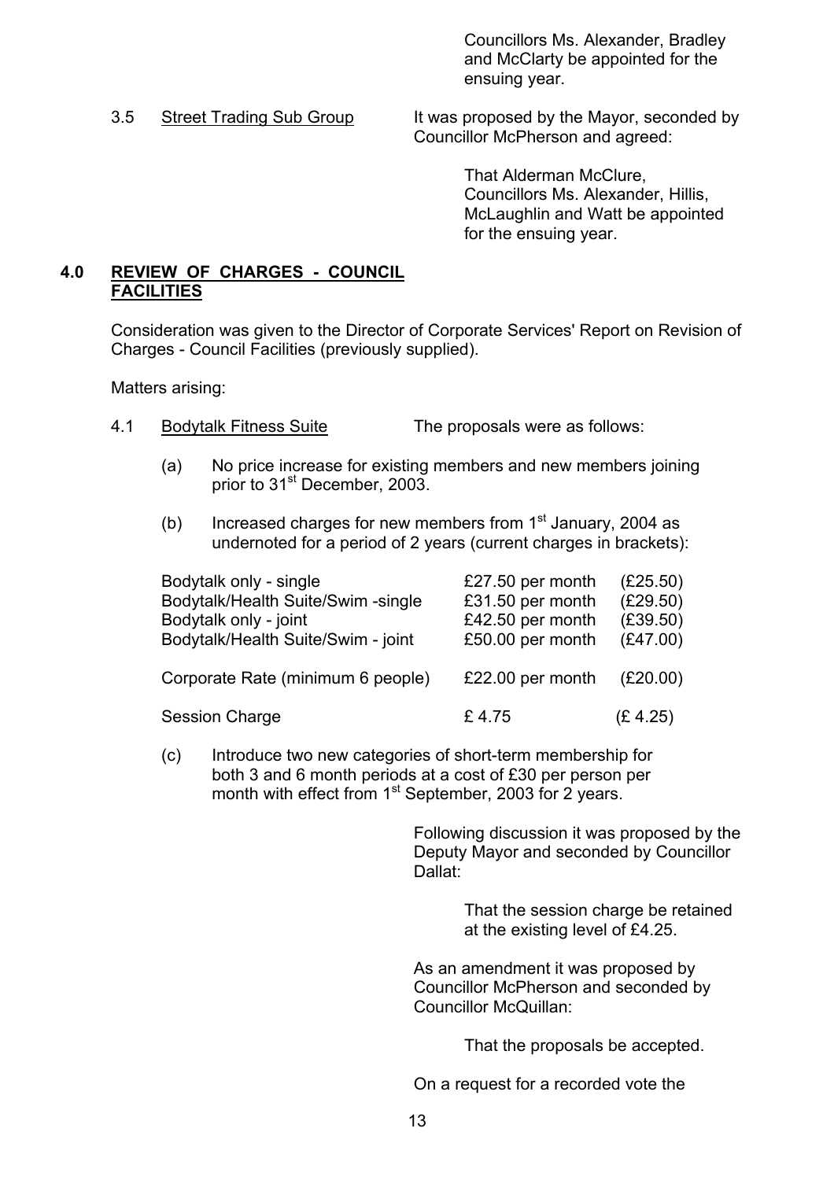Councillors Ms. Alexander, Bradley and McClarty be appointed for the ensuing year.

3.5 Street Trading Sub Group

It was proposed by the Mayor, seconded by Councillor McPherson and agreed:

That Alderman McClure, Councillors Ms. Alexander, Hillis, McLaughlin and Watt be appointed for the ensuing year.

## 4.0 REVIEW OF CHARGES - COUNCIL FACILITIES

Consideration was given to the Director of Corporate Services' Report on Revision of Charges - Council Facilities (previously supplied).

Matters arising:

4.1 Bodytalk Fitness Suite

The proposals were as follows:

(a) No price increase for existing members and new members joining prior to 31st December, 2003.

(b) Increased charges for new members from 1st January, 2004 as undernoted for a period of 2 years (current charges in brackets):

| | | |
|---|---|---|
| Bodytalk only - single | £27.50 per month | (£25.50) |
| Bodytalk/Health Suite/Swim -single | £31.50 per month | (£29.50) |
| Bodytalk only - joint | £42.50 per month | (£39.50) |
| Bodytalk/Health Suite/Swim - joint | £50.00 per month | (£47.00) |
| Corporate Rate (minimum 6 people) | £22.00 per month | (£20.00) |
| Session Charge | £ 4.75 | (£ 4.25) |

(c) Introduce two new categories of short-term membership for both 3 and 6 month periods at a cost of £30 per person per month with effect from 1st September, 2003 for 2 years.

Following discussion it was proposed by the Deputy Mayor and seconded by Councillor Dallat:

That the session charge be retained at the existing level of £4.25.

As an amendment it was proposed by Councillor McPherson and seconded by Councillor McQuillan:

That the proposals be accepted.

On a request for a recorded vote the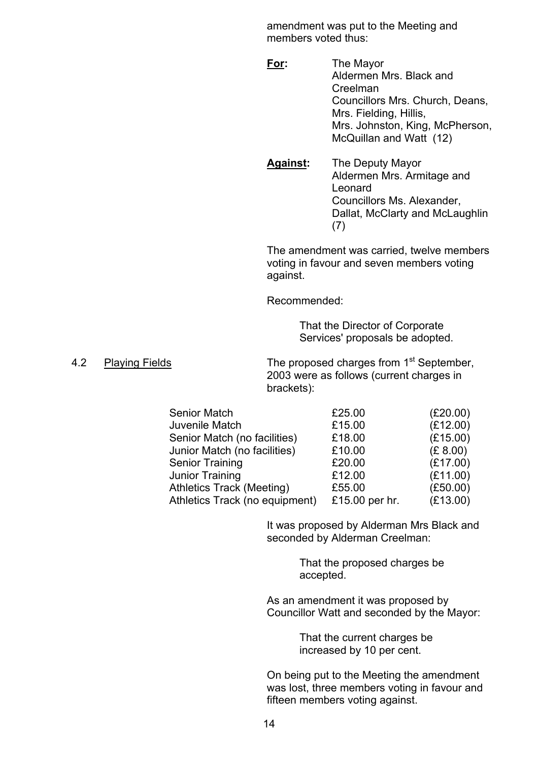amendment was put to the Meeting and members voted thus:

**For:** The Mayor
Aldermen Mrs. Black and Creelman
Councillors Mrs. Church, Deans, Mrs. Fielding, Hillis, Mrs. Johnston, King, McPherson, McQuillan and Watt (12)

**Against:** The Deputy Mayor
Aldermen Mrs. Armitage and Leonard
Councillors Ms. Alexander, Dallat, McClarty and McLaughlin (7)

The amendment was carried, twelve members voting in favour and seven members voting against.

Recommended:

> That the Director of Corporate Services' proposals be adopted.

4.2 Playing Fields

The proposed charges from 1st September, 2003 were as follows (current charges in brackets):

| | | |
|---|---|---|
| Senior Match | £25.00 | (£20.00) |
| Juvenile Match | £15.00 | (£12.00) |
| Senior Match (no facilities) | £18.00 | (£15.00) |
| Junior Match (no facilities) | £10.00 | (£ 8.00) |
| Senior Training | £20.00 | (£17.00) |
| Junior Training | £12.00 | (£11.00) |
| Athletics Track (Meeting) | £55.00 | (£50.00) |
| Athletics Track (no equipment) | £15.00 per hr. | (£13.00) |

It was proposed by Alderman Mrs Black and seconded by Alderman Creelman:

> That the proposed charges be accepted.

As an amendment it was proposed by Councillor Watt and seconded by the Mayor:

> That the current charges be increased by 10 per cent.

On being put to the Meeting the amendment was lost, three members voting in favour and fifteen members voting against.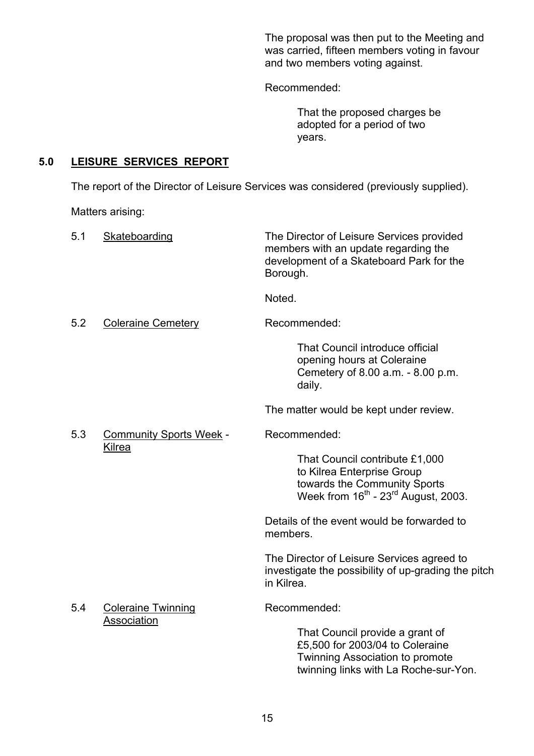The proposal was then put to the Meeting and was carried, fifteen members voting in favour and two members voting against.

Recommended:

> That the proposed charges be adopted for a period of two years.

## 5.0 LEISURE SERVICES REPORT

The report of the Director of Leisure Services was considered (previously supplied).

Matters arising:

**5.1 Skateboarding**

The Director of Leisure Services provided members with an update regarding the development of a Skateboard Park for the Borough.

Noted.

**5.2 Coleraine Cemetery**

Recommended:

> That Council introduce official opening hours at Coleraine Cemetery of 8.00 a.m. - 8.00 p.m. daily.

The matter would be kept under review.

**5.3 Community Sports Week - Kilrea**

Recommended:

> That Council contribute £1,000 to Kilrea Enterprise Group towards the Community Sports Week from 16th - 23rd August, 2003.

Details of the event would be forwarded to members.

The Director of Leisure Services agreed to investigate the possibility of up-grading the pitch in Kilrea.

**5.4 Coleraine Twinning Association**

Recommended:

> That Council provide a grant of £5,500 for 2003/04 to Coleraine Twinning Association to promote twinning links with La Roche-sur-Yon.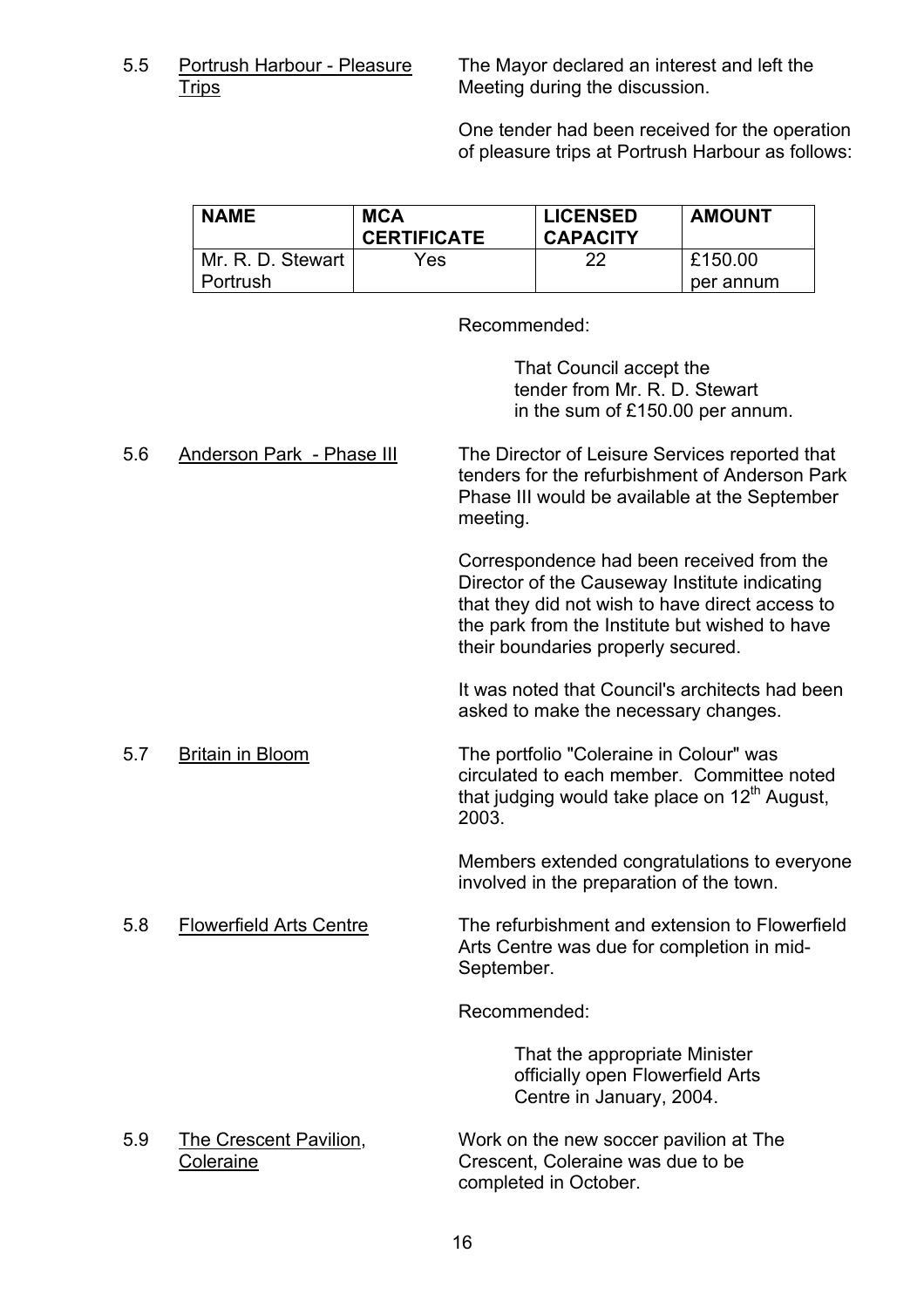5.5 Portrush Harbour - Pleasure Trips

The Mayor declared an interest and left the Meeting during the discussion.

One tender had been received for the operation of pleasure trips at Portrush Harbour as follows:

| NAME | MCA CERTIFICATE | LICENSED CAPACITY | AMOUNT |
|---|---|---|---|
| Mr. R. D. Stewart Portrush | Yes | 22 | £150.00 per annum |

Recommended:

> That Council accept the tender from Mr. R. D. Stewart in the sum of £150.00 per annum.

5.6 Anderson Park - Phase III

The Director of Leisure Services reported that tenders for the refurbishment of Anderson Park Phase III would be available at the September meeting.

Correspondence had been received from the Director of the Causeway Institute indicating that they did not wish to have direct access to the park from the Institute but wished to have their boundaries properly secured.

It was noted that Council's architects had been asked to make the necessary changes.

5.7 Britain in Bloom

The portfolio "Coleraine in Colour" was circulated to each member. Committee noted that judging would take place on 12th August, 2003.

Members extended congratulations to everyone involved in the preparation of the town.

5.8 Flowerfield Arts Centre

The refurbishment and extension to Flowerfield Arts Centre was due for completion in mid-September.

Recommended:

> That the appropriate Minister officially open Flowerfield Arts Centre in January, 2004.

5.9 The Crescent Pavilion, Coleraine

Work on the new soccer pavilion at The Crescent, Coleraine was due to be completed in October.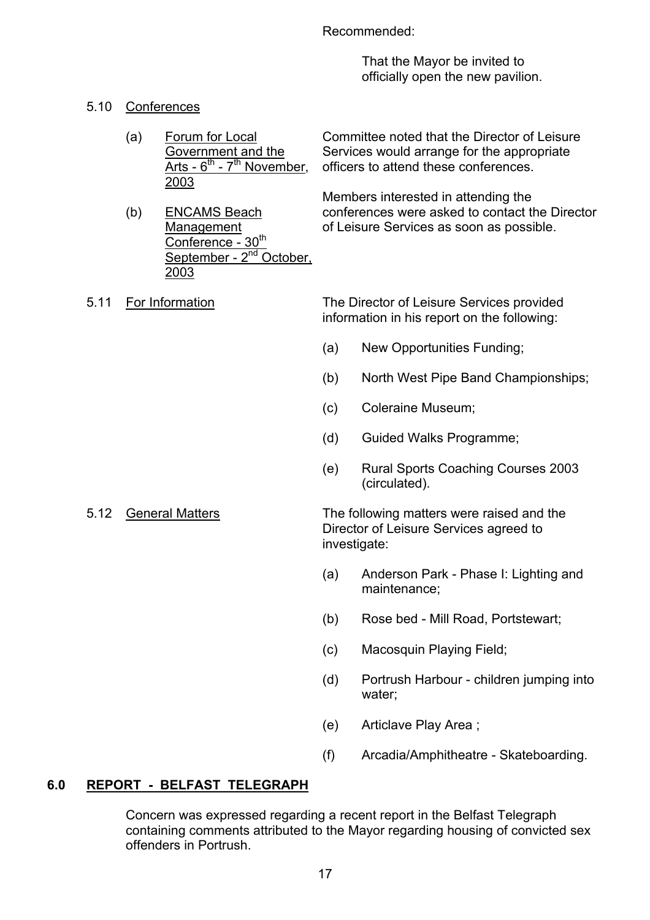Recommended:

That the Mayor be invited to officially open the new pavilion.

5.10 Conferences

(a) Forum for Local Government and the Arts - 6th - 7th November, 2003

(b) ENCAMS Beach Management Conference - 30th September - 2nd October, 2003

Committee noted that the Director of Leisure Services would arrange for the appropriate officers to attend these conferences.

Members interested in attending the conferences were asked to contact the Director of Leisure Services as soon as possible.

5.11 For Information

The Director of Leisure Services provided information in his report on the following:

(a) New Opportunities Funding;

(b) North West Pipe Band Championships;

(c) Coleraine Museum;

(d) Guided Walks Programme;

(e) Rural Sports Coaching Courses 2003 (circulated).

5.12 General Matters

The following matters were raised and the Director of Leisure Services agreed to investigate:

(a) Anderson Park - Phase I: Lighting and maintenance;

(b) Rose bed - Mill Road, Portstewart;

(c) Macosquin Playing Field;

(d) Portrush Harbour - children jumping into water;

(e) Articlave Play Area ;

(f) Arcadia/Amphitheatre - Skateboarding.

## 6.0 REPORT - BELFAST TELEGRAPH

Concern was expressed regarding a recent report in the Belfast Telegraph containing comments attributed to the Mayor regarding housing of convicted sex offenders in Portrush.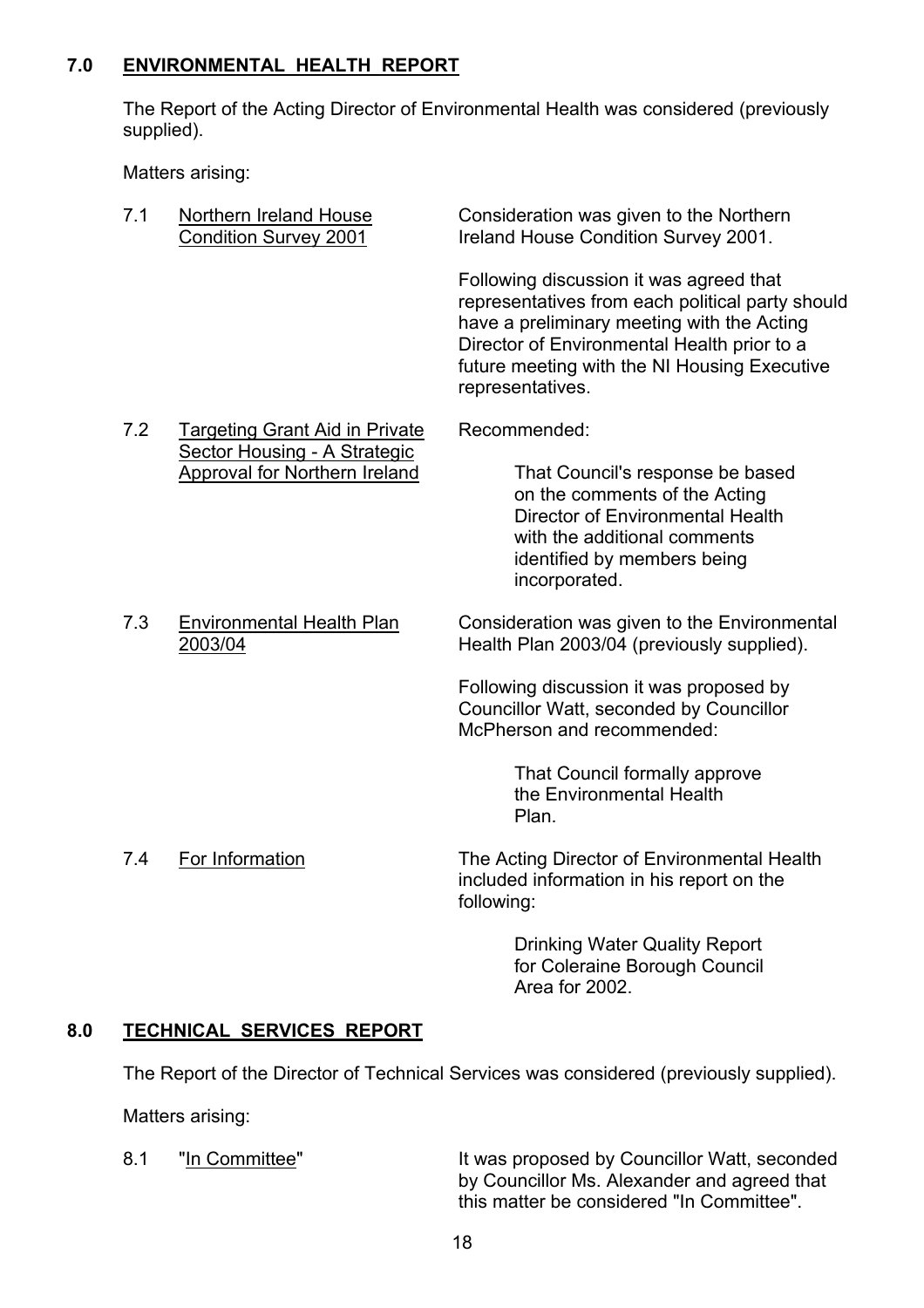## 7.0 ENVIRONMENTAL HEALTH REPORT

The Report of the Acting Director of Environmental Health was considered (previously supplied).

Matters arising:

**7.1 Northern Ireland House Condition Survey 2001**

Consideration was given to the Northern Ireland House Condition Survey 2001.

Following discussion it was agreed that representatives from each political party should have a preliminary meeting with the Acting Director of Environmental Health prior to a future meeting with the NI Housing Executive representatives.

**7.2 Targeting Grant Aid in Private Sector Housing - A Strategic Approval for Northern Ireland**

Recommended:

> That Council's response be based on the comments of the Acting Director of Environmental Health with the additional comments identified by members being incorporated.

**7.3 Environmental Health Plan 2003/04**

Consideration was given to the Environmental Health Plan 2003/04 (previously supplied).

Following discussion it was proposed by Councillor Watt, seconded by Councillor McPherson and recommended:

> That Council formally approve the Environmental Health Plan.

**7.4 For Information**

The Acting Director of Environmental Health included information in his report on the following:

> Drinking Water Quality Report for Coleraine Borough Council Area for 2002.

## 8.0 TECHNICAL SERVICES REPORT

The Report of the Director of Technical Services was considered (previously supplied).

Matters arising:

**8.1 "In Committee"**

It was proposed by Councillor Watt, seconded by Councillor Ms. Alexander and agreed that this matter be considered "In Committee".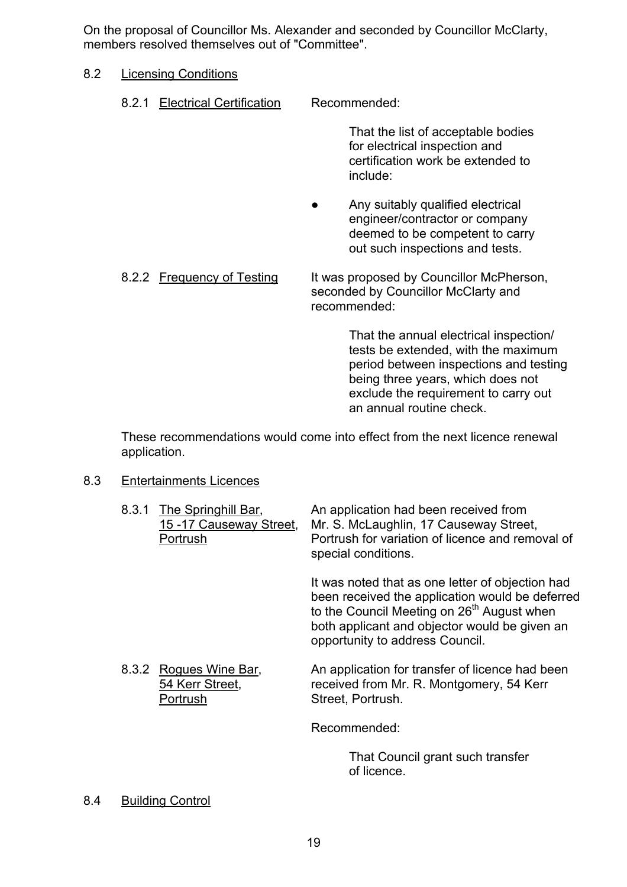On the proposal of Councillor Ms. Alexander and seconded by Councillor McClarty, members resolved themselves out of "Committee".

8.2 Licensing Conditions

8.2.1 Electrical Certification

Recommended:

That the list of acceptable bodies for electrical inspection and certification work be extended to include:

- Any suitably qualified electrical engineer/contractor or company deemed to be competent to carry out such inspections and tests.

8.2.2 Frequency of Testing

It was proposed by Councillor McPherson, seconded by Councillor McClarty and recommended:

That the annual electrical inspection/ tests be extended, with the maximum period between inspections and testing being three years, which does not exclude the requirement to carry out an annual routine check.

These recommendations would come into effect from the next licence renewal application.

8.3 Entertainments Licences

8.3.1 The Springhill Bar, 15 -17 Causeway Street, Portrush

An application had been received from Mr. S. McLaughlin, 17 Causeway Street, Portrush for variation of licence and removal of special conditions.

It was noted that as one letter of objection had been received the application would be deferred to the Council Meeting on 26th August when both applicant and objector would be given an opportunity to address Council.

8.3.2 Rogues Wine Bar, 54 Kerr Street, Portrush

An application for transfer of licence had been received from Mr. R. Montgomery, 54 Kerr Street, Portrush.

Recommended:

That Council grant such transfer of licence.

8.4 Building Control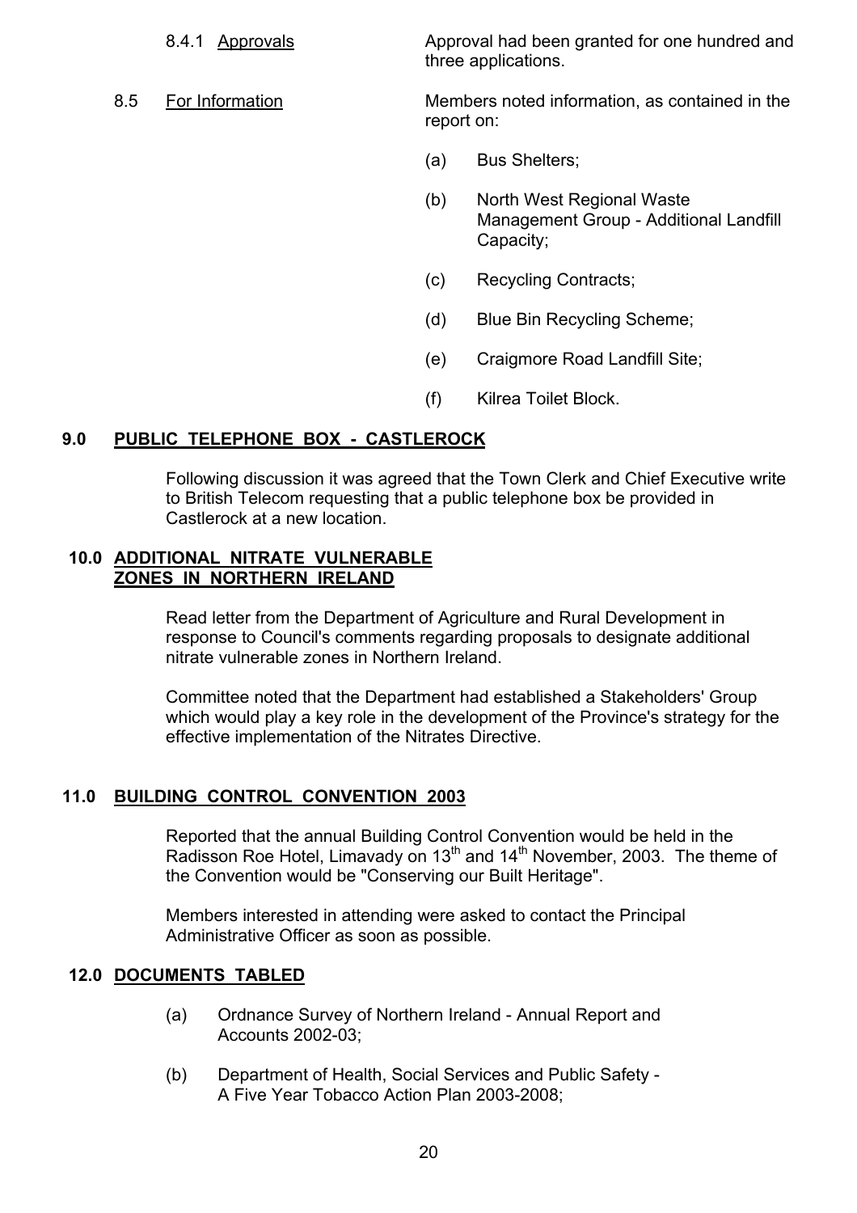8.4.1 Approvals — Approval had been granted for one hundred and three applications.

8.5 For Information — Members noted information, as contained in the report on:

(a) Bus Shelters;

(b) North West Regional Waste Management Group - Additional Landfill Capacity;

(c) Recycling Contracts;

(d) Blue Bin Recycling Scheme;

(e) Craigmore Road Landfill Site;

(f) Kilrea Toilet Block.

## 9.0 PUBLIC TELEPHONE BOX - CASTLEROCK

Following discussion it was agreed that the Town Clerk and Chief Executive write to British Telecom requesting that a public telephone box be provided in Castlerock at a new location.

## 10.0 ADDITIONAL NITRATE VULNERABLE ZONES IN NORTHERN IRELAND

Read letter from the Department of Agriculture and Rural Development in response to Council's comments regarding proposals to designate additional nitrate vulnerable zones in Northern Ireland.

Committee noted that the Department had established a Stakeholders' Group which would play a key role in the development of the Province's strategy for the effective implementation of the Nitrates Directive.

## 11.0 BUILDING CONTROL CONVENTION 2003

Reported that the annual Building Control Convention would be held in the Radisson Roe Hotel, Limavady on 13th and 14th November, 2003. The theme of the Convention would be "Conserving our Built Heritage".

Members interested in attending were asked to contact the Principal Administrative Officer as soon as possible.

## 12.0 DOCUMENTS TABLED

(a) Ordnance Survey of Northern Ireland - Annual Report and Accounts 2002-03;

(b) Department of Health, Social Services and Public Safety - A Five Year Tobacco Action Plan 2003-2008;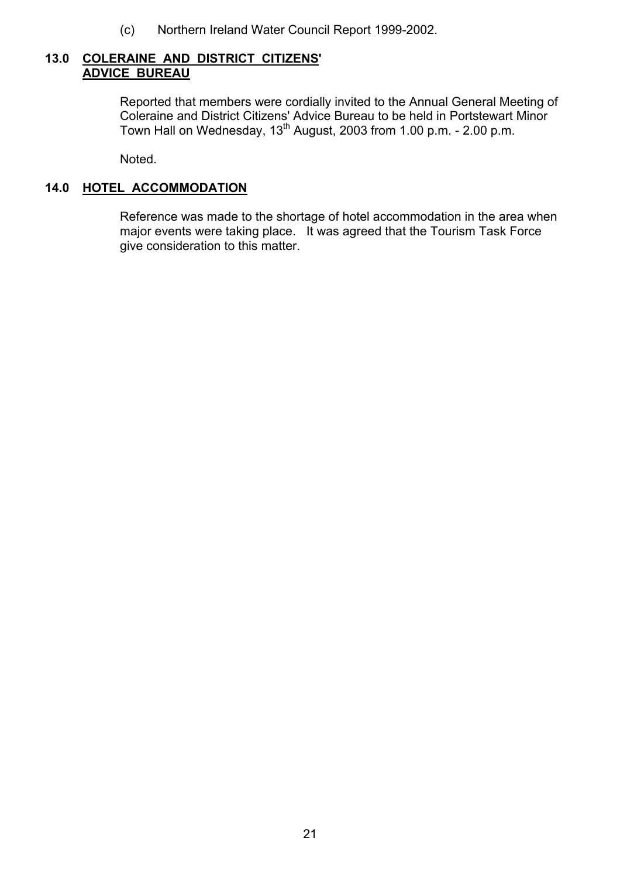(c) Northern Ireland Water Council Report 1999-2002.

## 13.0 COLERAINE AND DISTRICT CITIZENS' ADVICE BUREAU

Reported that members were cordially invited to the Annual General Meeting of Coleraine and District Citizens' Advice Bureau to be held in Portstewart Minor Town Hall on Wednesday, 13th August, 2003 from 1.00 p.m. - 2.00 p.m.

Noted.

## 14.0 HOTEL ACCOMMODATION

Reference was made to the shortage of hotel accommodation in the area when major events were taking place. It was agreed that the Tourism Task Force give consideration to this matter.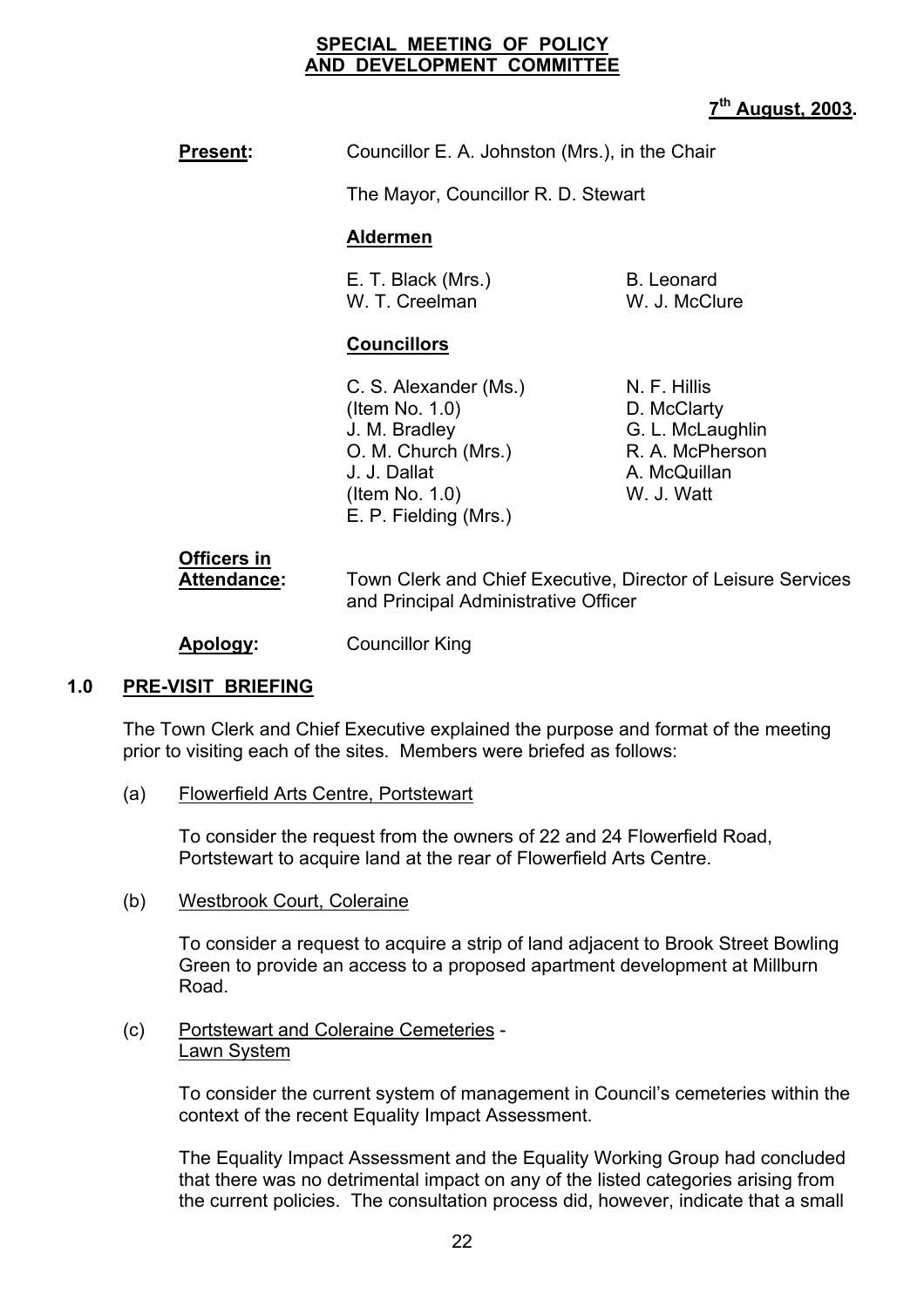**SPECIAL MEETING OF POLICY AND DEVELOPMENT COMMITTEE**

**7th August, 2003.**

**Present:** Councillor E. A. Johnston (Mrs.), in the Chair

The Mayor, Councillor R. D. Stewart

**Aldermen**

E. T. Black (Mrs.)
W. T. Creelman
B. Leonard
W. J. McClure

**Councillors**

C. S. Alexander (Ms.) (Item No. 1.0)
J. M. Bradley
O. M. Church (Mrs.)
J. J. Dallat (Item No. 1.0)
E. P. Fielding (Mrs.)
N. F. Hillis
D. McClarty
G. L. McLaughlin
R. A. McPherson
A. McQuillan
W. J. Watt

**Officers in Attendance:** Town Clerk and Chief Executive, Director of Leisure Services and Principal Administrative Officer

**Apology:** Councillor King

## 1.0 PRE-VISIT BRIEFING

The Town Clerk and Chief Executive explained the purpose and format of the meeting prior to visiting each of the sites. Members were briefed as follows:

(a) Flowerfield Arts Centre, Portstewart

To consider the request from the owners of 22 and 24 Flowerfield Road, Portstewart to acquire land at the rear of Flowerfield Arts Centre.

(b) Westbrook Court, Coleraine

To consider a request to acquire a strip of land adjacent to Brook Street Bowling Green to provide an access to a proposed apartment development at Millburn Road.

(c) Portstewart and Coleraine Cemeteries - Lawn System

To consider the current system of management in Council's cemeteries within the context of the recent Equality Impact Assessment.

The Equality Impact Assessment and the Equality Working Group had concluded that there was no detrimental impact on any of the listed categories arising from the current policies. The consultation process did, however, indicate that a small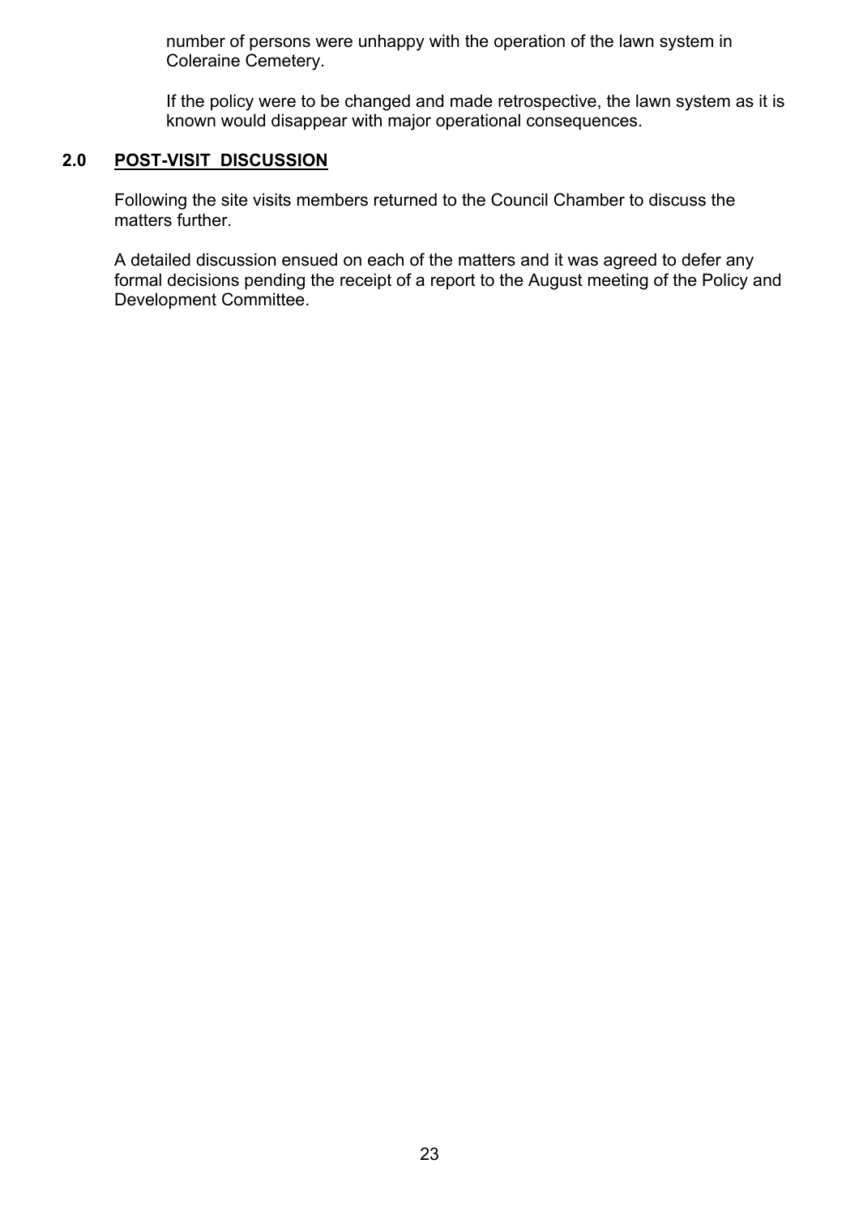number of persons were unhappy with the operation of the lawn system in Coleraine Cemetery.

If the policy were to be changed and made retrospective, the lawn system as it is known would disappear with major operational consequences.

## 2.0 POST-VISIT DISCUSSION

Following the site visits members returned to the Council Chamber to discuss the matters further.

A detailed discussion ensued on each of the matters and it was agreed to defer any formal decisions pending the receipt of a report to the August meeting of the Policy and Development Committee.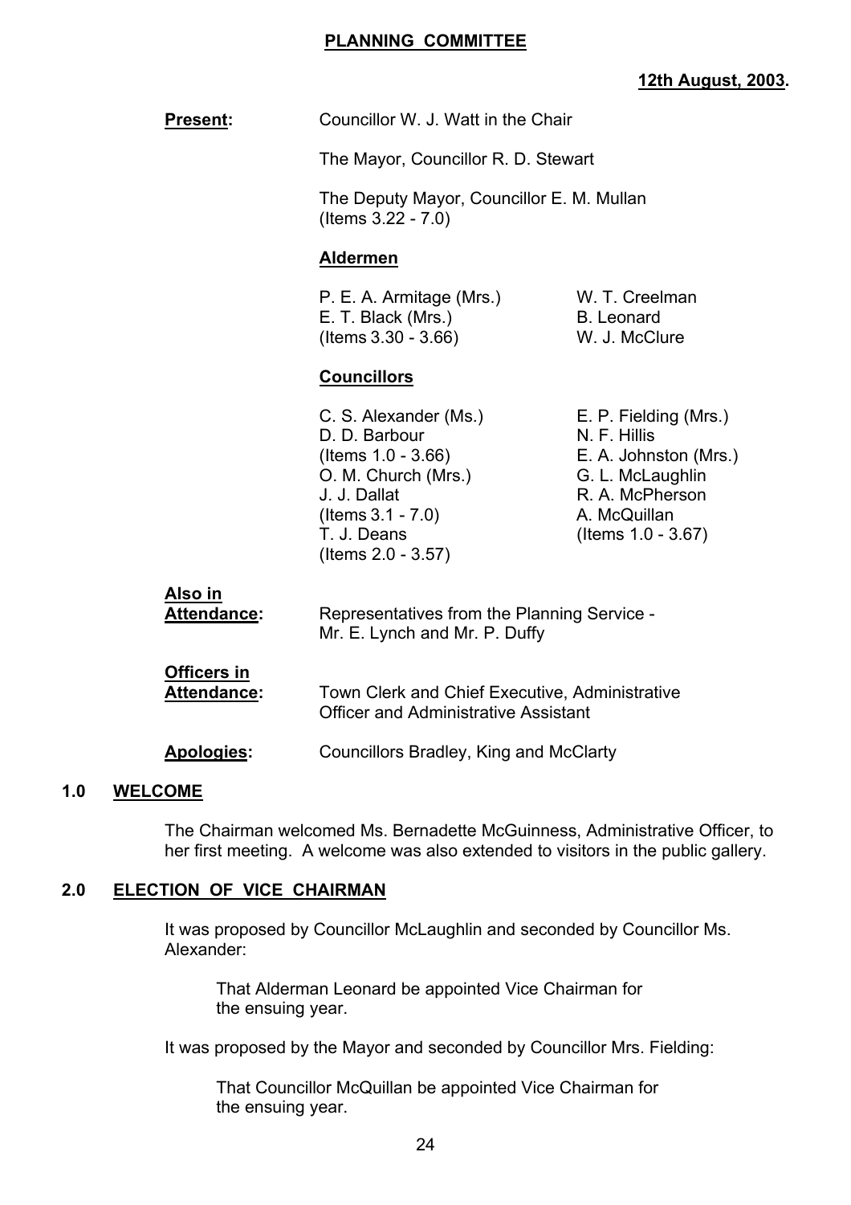**PLANNING COMMITTEE**

**12th August, 2003.**

**Present:** Councillor W. J. Watt in the Chair

The Mayor, Councillor R. D. Stewart

The Deputy Mayor, Councillor E. M. Mullan (Items 3.22 - 7.0)

**Aldermen**

P. E. A. Armitage (Mrs.)
E. T. Black (Mrs.) (Items 3.30 - 3.66)
W. T. Creelman
B. Leonard
W. J. McClure

**Councillors**

C. S. Alexander (Ms.)
D. D. Barbour (Items 1.0 - 3.66)
O. M. Church (Mrs.)
J. J. Dallat (Items 3.1 - 7.0)
T. J. Deans (Items 2.0 - 3.57)
E. P. Fielding (Mrs.)
N. F. Hillis
E. A. Johnston (Mrs.)
G. L. McLaughlin
R. A. McPherson
A. McQuillan (Items 1.0 - 3.67)

**Also in Attendance:** Representatives from the Planning Service - Mr. E. Lynch and Mr. P. Duffy

**Officers in Attendance:** Town Clerk and Chief Executive, Administrative Officer and Administrative Assistant

**Apologies:** Councillors Bradley, King and McClarty

## 1.0 WELCOME

The Chairman welcomed Ms. Bernadette McGuinness, Administrative Officer, to her first meeting. A welcome was also extended to visitors in the public gallery.

## 2.0 ELECTION OF VICE CHAIRMAN

It was proposed by Councillor McLaughlin and seconded by Councillor Ms. Alexander:

> That Alderman Leonard be appointed Vice Chairman for the ensuing year.

It was proposed by the Mayor and seconded by Councillor Mrs. Fielding:

> That Councillor McQuillan be appointed Vice Chairman for the ensuing year.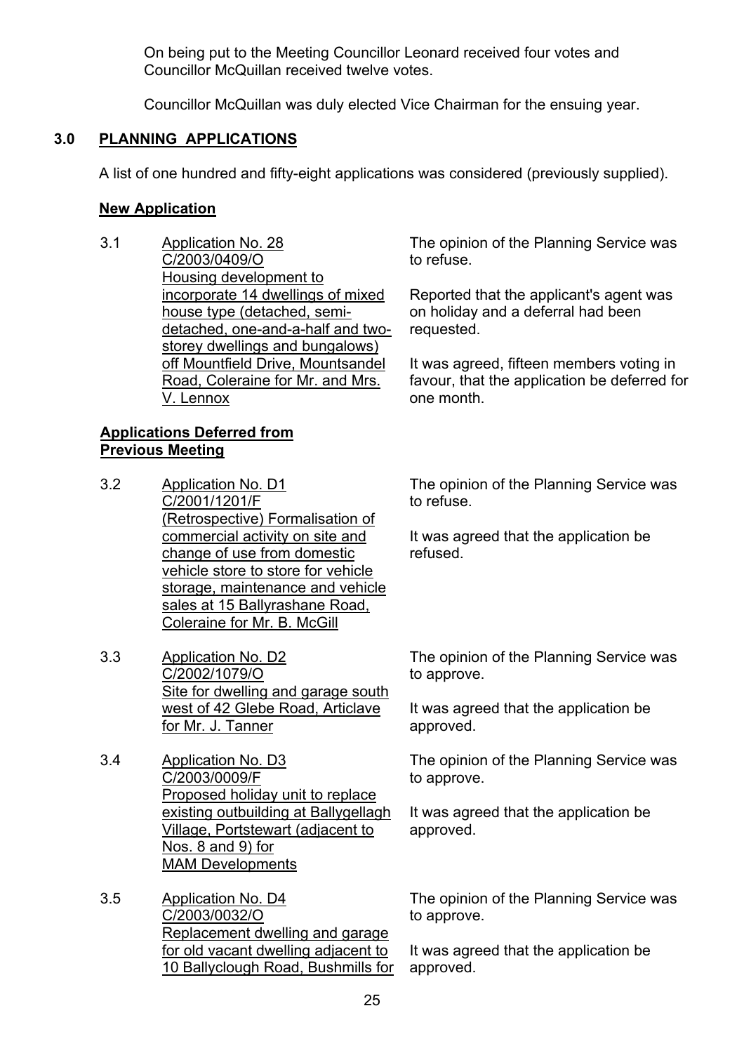On being put to the Meeting Councillor Leonard received four votes and Councillor McQuillan received twelve votes.

Councillor McQuillan was duly elected Vice Chairman for the ensuing year.

## 3.0 PLANNING APPLICATIONS

A list of one hundred and fifty-eight applications was considered (previously supplied).

**New Application**

3.1 Application No. 28
C/2003/0409/O
Housing development to incorporate 14 dwellings of mixed house type (detached, semi-detached, one-and-a-half and two-storey dwellings and bungalows) off Mountfield Drive, Mountsandel Road, Coleraine for Mr. and Mrs. V. Lennox

The opinion of the Planning Service was to refuse.

Reported that the applicant's agent was on holiday and a deferral had been requested.

It was agreed, fifteen members voting in favour, that the application be deferred for one month.

**Applications Deferred from Previous Meeting**

3.2 Application No. D1
C/2001/1201/F
(Retrospective) Formalisation of commercial activity on site and change of use from domestic vehicle store to store for vehicle storage, maintenance and vehicle sales at 15 Ballyrashane Road, Coleraine for Mr. B. McGill

The opinion of the Planning Service was to refuse.

It was agreed that the application be refused.

3.3 Application No. D2
C/2002/1079/O
Site for dwelling and garage south west of 42 Glebe Road, Articlave for Mr. J. Tanner

The opinion of the Planning Service was to approve.

It was agreed that the application be approved.

3.4 Application No. D3
C/2003/0009/F
Proposed holiday unit to replace existing outbuilding at Ballygellagh Village, Portstewart (adjacent to Nos. 8 and 9) for MAM Developments

The opinion of the Planning Service was to approve.

It was agreed that the application be approved.

3.5 Application No. D4
C/2003/0032/O
Replacement dwelling and garage for old vacant dwelling adjacent to 10 Ballyclough Road, Bushmills for

The opinion of the Planning Service was to approve.

It was agreed that the application be approved.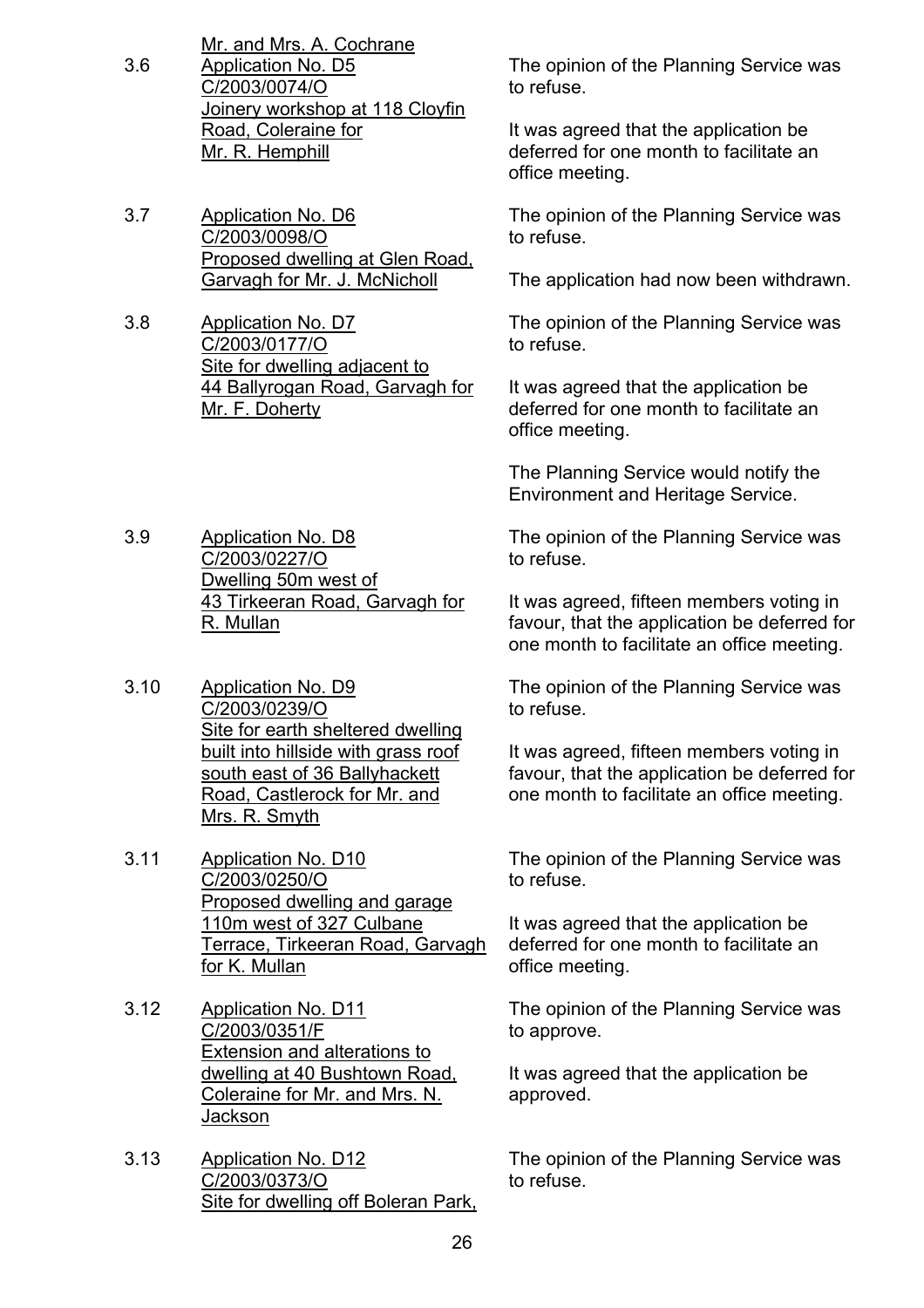3.6 Mr. and Mrs. A. Cochrane
Application No. D5
C/2003/0074/O
Joinery workshop at 118 Cloyfin Road, Coleraine for Mr. R. Hemphill

The opinion of the Planning Service was to refuse.

It was agreed that the application be deferred for one month to facilitate an office meeting.

3.7 Application No. D6
C/2003/0098/O
Proposed dwelling at Glen Road, Garvagh for Mr. J. McNicholl

The opinion of the Planning Service was to refuse.

The application had now been withdrawn.

3.8 Application No. D7
C/2003/0177/O
Site for dwelling adjacent to 44 Ballyrogan Road, Garvagh for Mr. F. Doherty

The opinion of the Planning Service was to refuse.

It was agreed that the application be deferred for one month to facilitate an office meeting.

The Planning Service would notify the Environment and Heritage Service.

3.9 Application No. D8
C/2003/0227/O
Dwelling 50m west of 43 Tirkeeran Road, Garvagh for R. Mullan

The opinion of the Planning Service was to refuse.

It was agreed, fifteen members voting in favour, that the application be deferred for one month to facilitate an office meeting.

3.10 Application No. D9
C/2003/0239/O
Site for earth sheltered dwelling built into hillside with grass roof south east of 36 Ballyhackett Road, Castlerock for Mr. and Mrs. R. Smyth

The opinion of the Planning Service was to refuse.

It was agreed, fifteen members voting in favour, that the application be deferred for one month to facilitate an office meeting.

3.11 Application No. D10
C/2003/0250/O
Proposed dwelling and garage 110m west of 327 Culbane Terrace, Tirkeeran Road, Garvagh for K. Mullan

The opinion of the Planning Service was to refuse.

It was agreed that the application be deferred for one month to facilitate an office meeting.

3.12 Application No. D11
C/2003/0351/F
Extension and alterations to dwelling at 40 Bushtown Road, Coleraine for Mr. and Mrs. N. Jackson

The opinion of the Planning Service was to approve.

It was agreed that the application be approved.

3.13 Application No. D12
C/2003/0373/O
Site for dwelling off Boleran Park,

The opinion of the Planning Service was to refuse.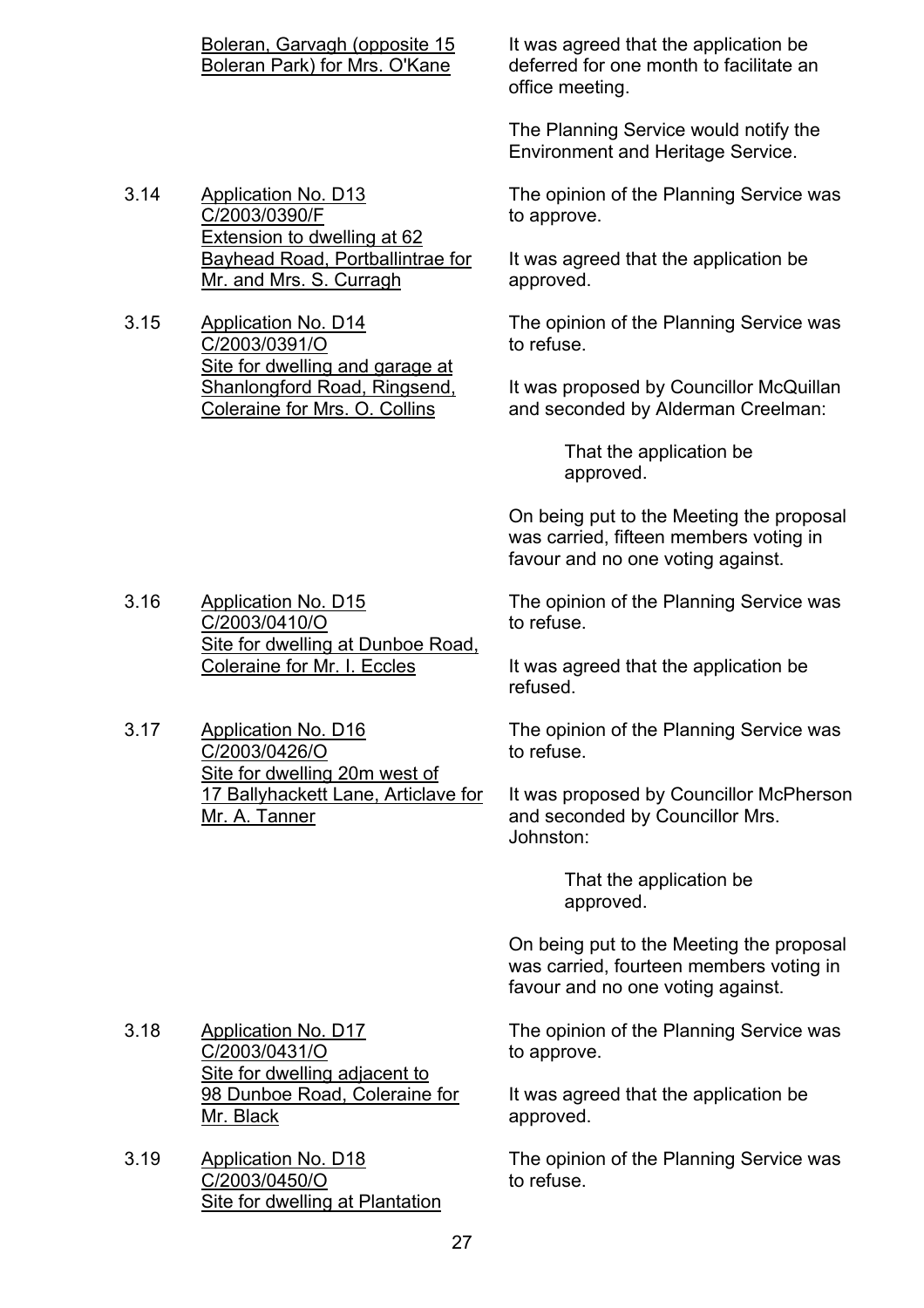Boleran, Garvagh (opposite 15 Boleran Park) for Mrs. O'Kane

It was agreed that the application be deferred for one month to facilitate an office meeting.

The Planning Service would notify the Environment and Heritage Service.

3.14 Application No. D13 C/2003/0390/F Extension to dwelling at 62 Bayhead Road, Portballintrae for Mr. and Mrs. S. Curragh

The opinion of the Planning Service was to approve.

It was agreed that the application be approved.

3.15 Application No. D14 C/2003/0391/O Site for dwelling and garage at Shanlongford Road, Ringsend, Coleraine for Mrs. O. Collins

The opinion of the Planning Service was to refuse.

It was proposed by Councillor McQuillan and seconded by Alderman Creelman:

> That the application be approved.

On being put to the Meeting the proposal was carried, fifteen members voting in favour and no one voting against.

3.16 Application No. D15 C/2003/0410/O Site for dwelling at Dunboe Road, Coleraine for Mr. I. Eccles

The opinion of the Planning Service was to refuse.

It was agreed that the application be refused.

3.17 Application No. D16 C/2003/0426/O Site for dwelling 20m west of 17 Ballyhackett Lane, Articlave for Mr. A. Tanner

The opinion of the Planning Service was to refuse.

It was proposed by Councillor McPherson and seconded by Councillor Mrs. Johnston:

> That the application be approved.

On being put to the Meeting the proposal was carried, fourteen members voting in favour and no one voting against.

3.18 Application No. D17 C/2003/0431/O Site for dwelling adjacent to 98 Dunboe Road, Coleraine for Mr. Black

The opinion of the Planning Service was to approve.

It was agreed that the application be approved.

3.19 Application No. D18 C/2003/0450/O Site for dwelling at Plantation

The opinion of the Planning Service was to refuse.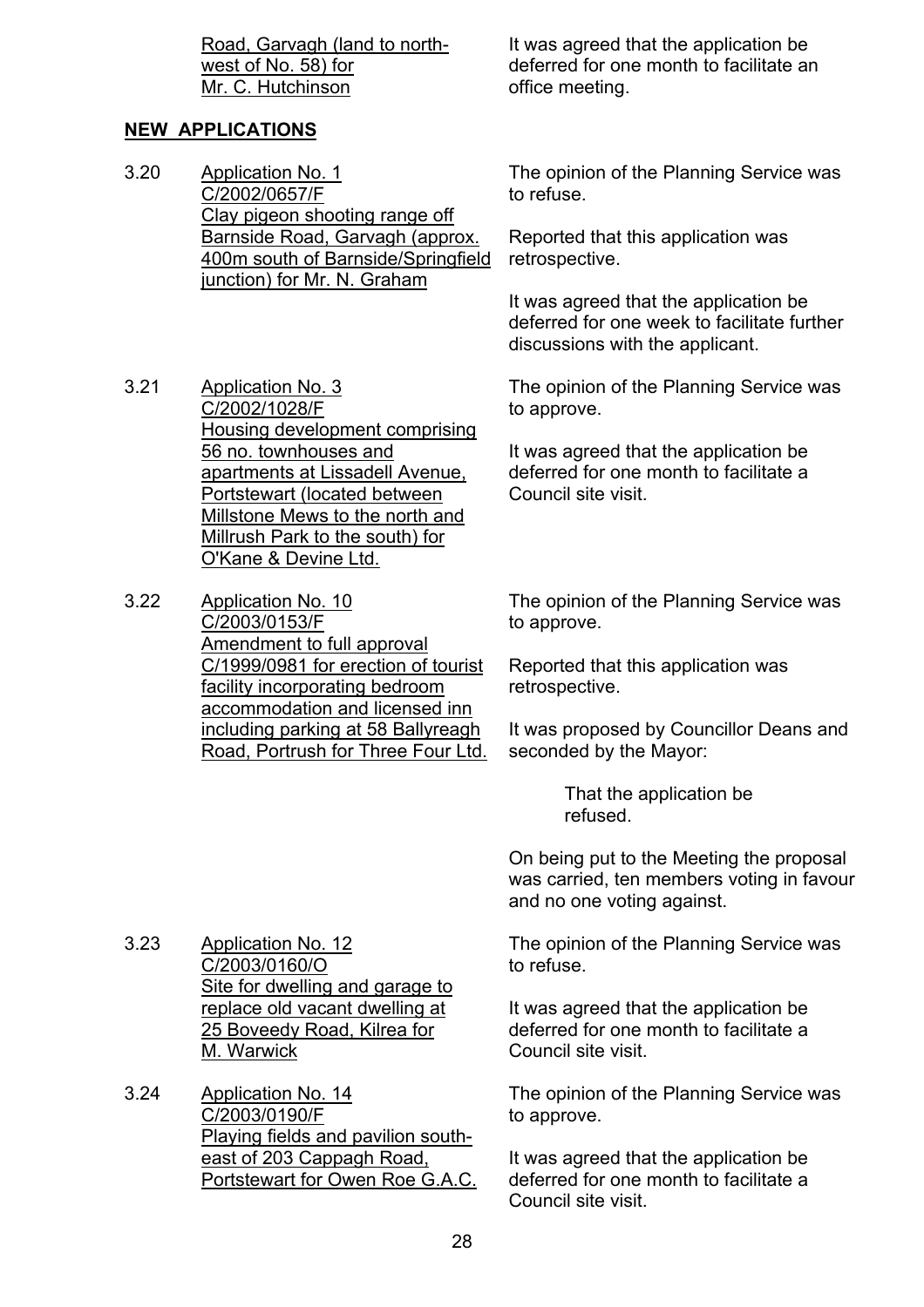Road, Garvagh (land to north-west of No. 58) for Mr. C. Hutchinson

It was agreed that the application be deferred for one month to facilitate an office meeting.

**NEW APPLICATIONS**

3.20 Application No. 1
C/2002/0657/F
Clay pigeon shooting range off Barnside Road, Garvagh (approx. 400m south of Barnside/Springfield junction) for Mr. N. Graham

The opinion of the Planning Service was to refuse.

Reported that this application was retrospective.

It was agreed that the application be deferred for one week to facilitate further discussions with the applicant.

3.21 Application No. 3
C/2002/1028/F
Housing development comprising 56 no. townhouses and apartments at Lissadell Avenue, Portstewart (located between Millstone Mews to the north and Millrush Park to the south) for O'Kane & Devine Ltd.

The opinion of the Planning Service was to approve.

It was agreed that the application be deferred for one month to facilitate a Council site visit.

3.22 Application No. 10
C/2003/0153/F
Amendment to full approval C/1999/0981 for erection of tourist facility incorporating bedroom accommodation and licensed inn including parking at 58 Ballyreagh Road, Portrush for Three Four Ltd.

The opinion of the Planning Service was to approve.

Reported that this application was retrospective.

It was proposed by Councillor Deans and seconded by the Mayor:

> That the application be refused.

On being put to the Meeting the proposal was carried, ten members voting in favour and no one voting against.

3.23 Application No. 12
C/2003/0160/O
Site for dwelling and garage to replace old vacant dwelling at 25 Boveedy Road, Kilrea for M. Warwick

The opinion of the Planning Service was to refuse.

It was agreed that the application be deferred for one month to facilitate a Council site visit.

3.24 Application No. 14
C/2003/0190/F
Playing fields and pavilion south-east of 203 Cappagh Road, Portstewart for Owen Roe G.A.C.

The opinion of the Planning Service was to approve.

It was agreed that the application be deferred for one month to facilitate a Council site visit.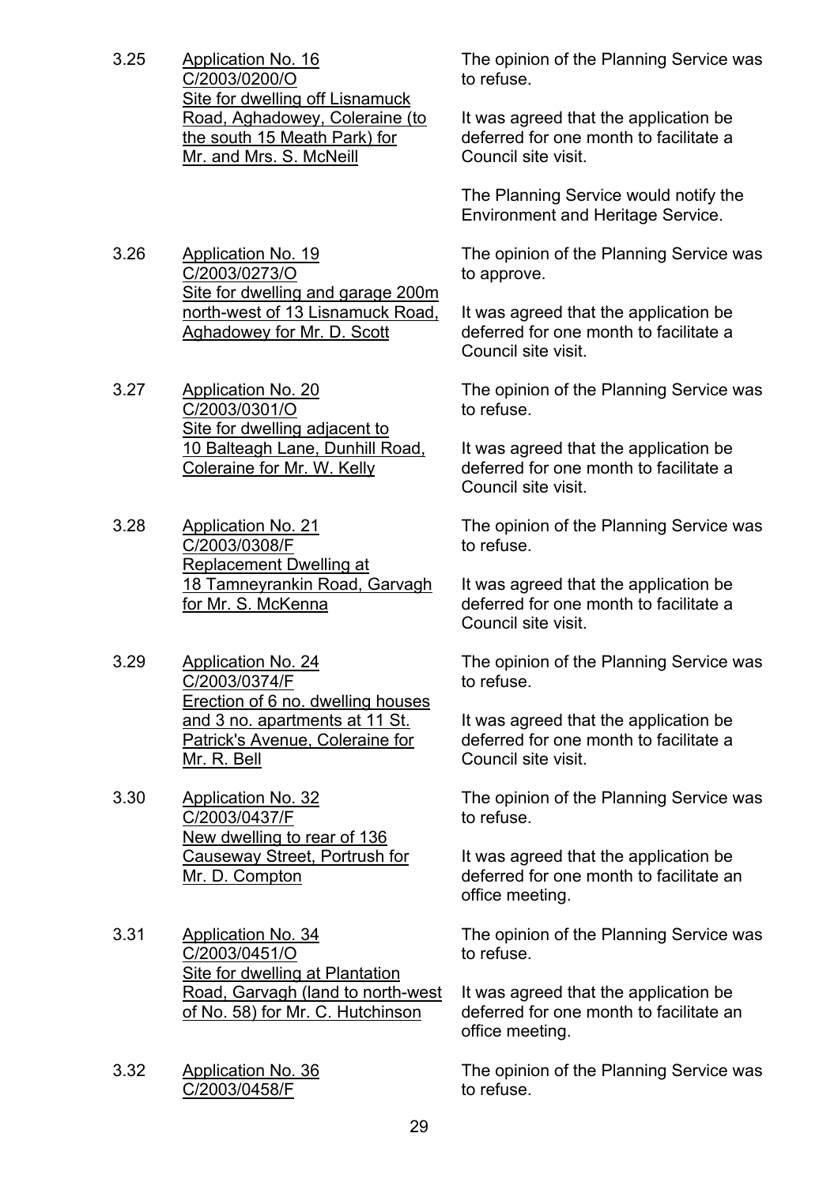3.25 <u>Application No. 16</u>
<u>C/2003/0200/O</u>
<u>Site for dwelling off Lisnamuck Road, Aghadowey, Coleraine (to the south 15 Meath Park) for Mr. and Mrs. S. McNeill</u>

The opinion of the Planning Service was to refuse.

It was agreed that the application be deferred for one month to facilitate a Council site visit.

The Planning Service would notify the Environment and Heritage Service.

3.26 <u>Application No. 19</u>
<u>C/2003/0273/O</u>
<u>Site for dwelling and garage 200m north-west of 13 Lisnamuck Road, Aghadowey for Mr. D. Scott</u>

The opinion of the Planning Service was to approve.

It was agreed that the application be deferred for one month to facilitate a Council site visit.

3.27 <u>Application No. 20</u>
<u>C/2003/0301/O</u>
<u>Site for dwelling adjacent to 10 Balteagh Lane, Dunhill Road, Coleraine for Mr. W. Kelly</u>

The opinion of the Planning Service was to refuse.

It was agreed that the application be deferred for one month to facilitate a Council site visit.

3.28 <u>Application No. 21</u>
<u>C/2003/0308/F</u>
<u>Replacement Dwelling at 18 Tamneyrankin Road, Garvagh for Mr. S. McKenna</u>

The opinion of the Planning Service was to refuse.

It was agreed that the application be deferred for one month to facilitate a Council site visit.

3.29 <u>Application No. 24</u>
<u>C/2003/0374/F</u>
<u>Erection of 6 no. dwelling houses and 3 no. apartments at 11 St. Patrick's Avenue, Coleraine for Mr. R. Bell</u>

The opinion of the Planning Service was to refuse.

It was agreed that the application be deferred for one month to facilitate a Council site visit.

3.30 <u>Application No. 32</u>
<u>C/2003/0437/F</u>
<u>New dwelling to rear of 136 Causeway Street, Portrush for Mr. D. Compton</u>

The opinion of the Planning Service was to refuse.

It was agreed that the application be deferred for one month to facilitate an office meeting.

3.31 <u>Application No. 34</u>
<u>C/2003/0451/O</u>
<u>Site for dwelling at Plantation Road, Garvagh (land to north-west of No. 58) for Mr. C. Hutchinson</u>

The opinion of the Planning Service was to refuse.

It was agreed that the application be deferred for one month to facilitate an office meeting.

3.32 <u>Application No. 36</u>
<u>C/2003/0458/F</u>

The opinion of the Planning Service was to refuse.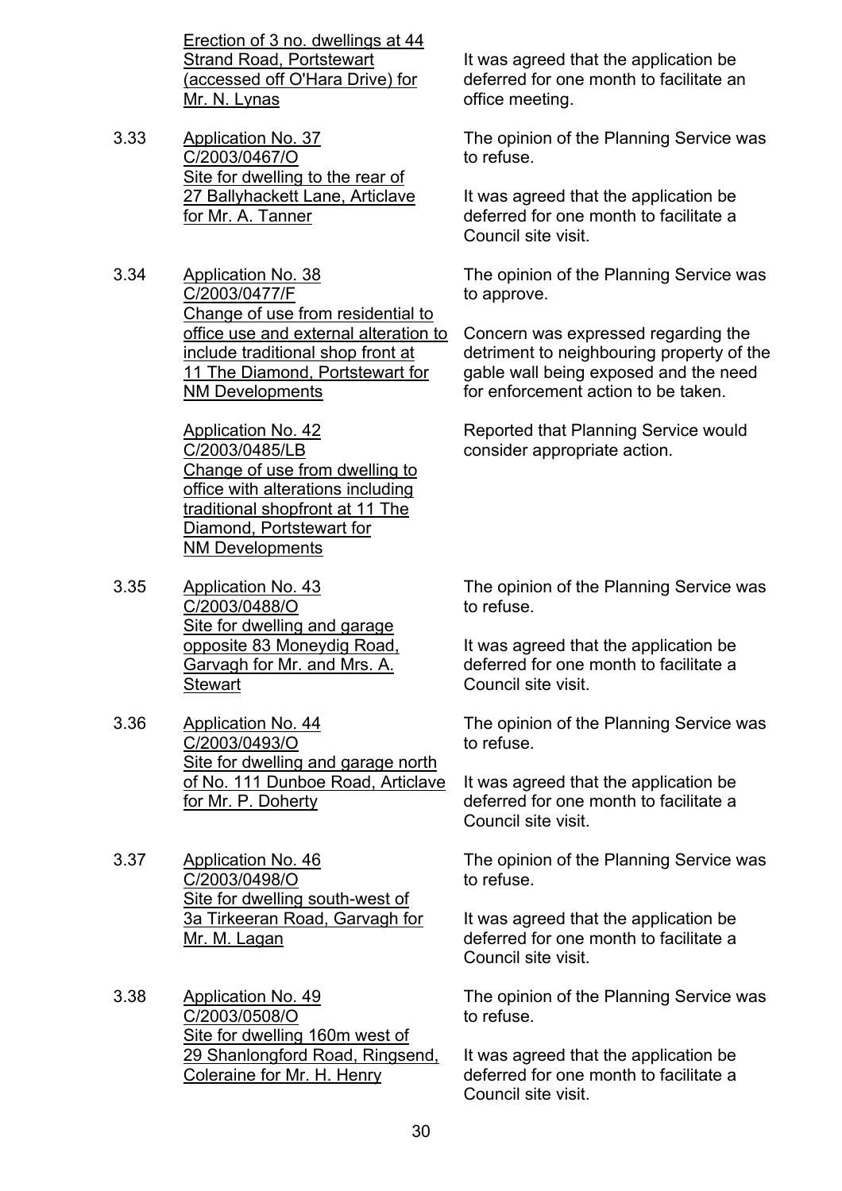Erection of 3 no. dwellings at 44 Strand Road, Portstewart (accessed off O'Hara Drive) for Mr. N. Lynas

It was agreed that the application be deferred for one month to facilitate an office meeting.

3.33 Application No. 37
C/2003/0467/O
Site for dwelling to the rear of 27 Ballyhackett Lane, Articlave for Mr. A. Tanner

The opinion of the Planning Service was to refuse.

It was agreed that the application be deferred for one month to facilitate a Council site visit.

3.34 Application No. 38
C/2003/0477/F
Change of use from residential to office use and external alteration to include traditional shop front at 11 The Diamond, Portstewart for NM Developments

Application No. 42
C/2003/0485/LB
Change of use from dwelling to office with alterations including traditional shopfront at 11 The Diamond, Portstewart for NM Developments

The opinion of the Planning Service was to approve.

Concern was expressed regarding the detriment to neighbouring property of the gable wall being exposed and the need for enforcement action to be taken.

Reported that Planning Service would consider appropriate action.

3.35 Application No. 43
C/2003/0488/O
Site for dwelling and garage opposite 83 Moneydig Road, Garvagh for Mr. and Mrs. A. Stewart

The opinion of the Planning Service was to refuse.

It was agreed that the application be deferred for one month to facilitate a Council site visit.

3.36 Application No. 44
C/2003/0493/O
Site for dwelling and garage north of No. 111 Dunboe Road, Articlave for Mr. P. Doherty

The opinion of the Planning Service was to refuse.

It was agreed that the application be deferred for one month to facilitate a Council site visit.

3.37 Application No. 46
C/2003/0498/O
Site for dwelling south-west of 3a Tirkeeran Road, Garvagh for Mr. M. Lagan

The opinion of the Planning Service was to refuse.

It was agreed that the application be deferred for one month to facilitate a Council site visit.

3.38 Application No. 49
C/2003/0508/O
Site for dwelling 160m west of 29 Shanlongford Road, Ringsend, Coleraine for Mr. H. Henry

The opinion of the Planning Service was to refuse.

It was agreed that the application be deferred for one month to facilitate a Council site visit.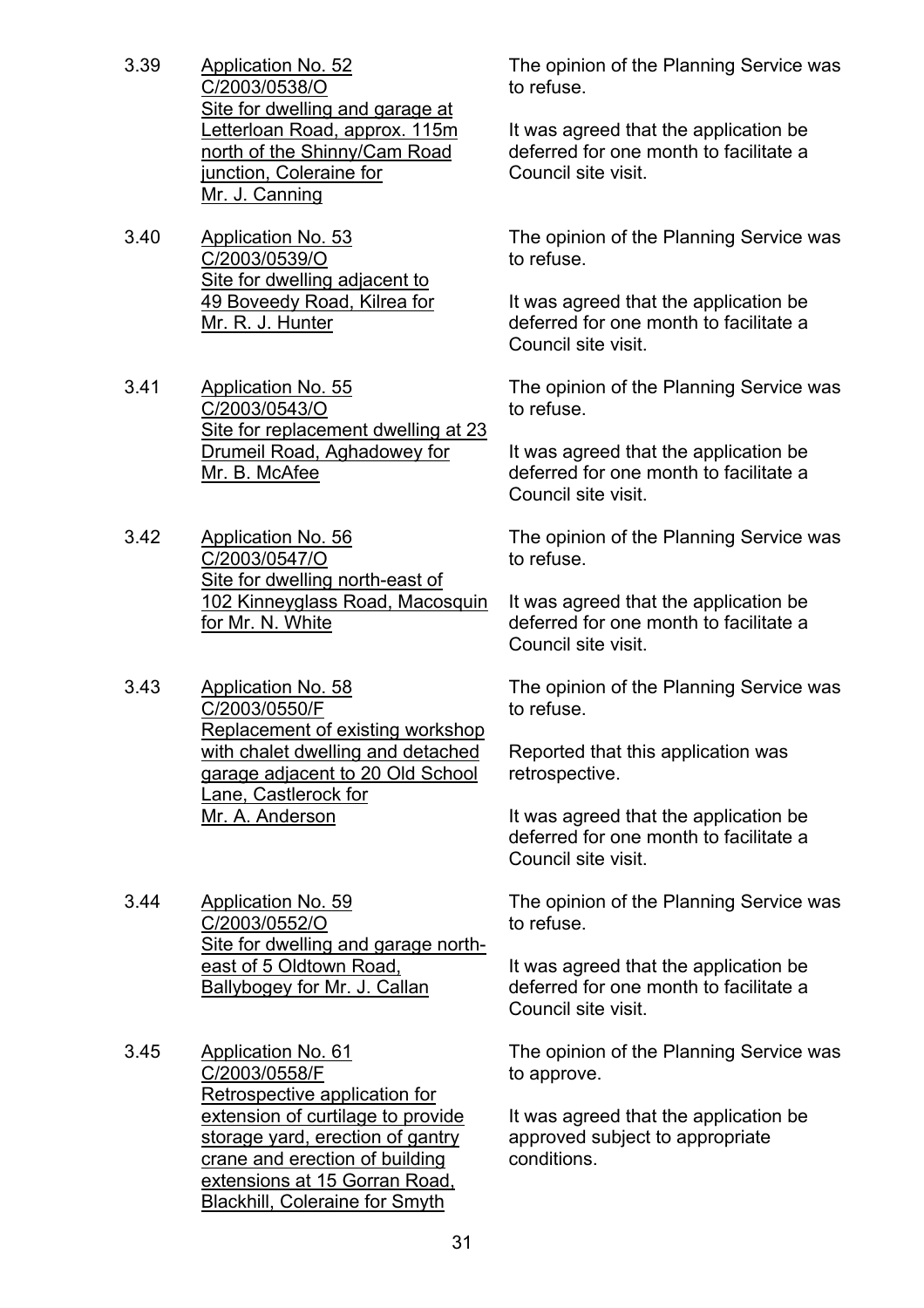3.39 <u>Application No. 52 C/2003/0538/O Site for dwelling and garage at Letterloan Road, approx. 115m north of the Shinny/Cam Road junction, Coleraine for Mr. J. Canning</u>

The opinion of the Planning Service was to refuse.

It was agreed that the application be deferred for one month to facilitate a Council site visit.

3.40 <u>Application No. 53 C/2003/0539/O Site for dwelling adjacent to 49 Boveedy Road, Kilrea for Mr. R. J. Hunter</u>

The opinion of the Planning Service was to refuse.

It was agreed that the application be deferred for one month to facilitate a Council site visit.

3.41 <u>Application No. 55 C/2003/0543/O Site for replacement dwelling at 23 Drumeil Road, Aghadowey for Mr. B. McAfee</u>

The opinion of the Planning Service was to refuse.

It was agreed that the application be deferred for one month to facilitate a Council site visit.

3.42 <u>Application No. 56 C/2003/0547/O Site for dwelling north-east of 102 Kinneyglass Road, Macosquin for Mr. N. White</u>

The opinion of the Planning Service was to refuse.

It was agreed that the application be deferred for one month to facilitate a Council site visit.

3.43 <u>Application No. 58 C/2003/0550/F Replacement of existing workshop with chalet dwelling and detached garage adjacent to 20 Old School Lane, Castlerock for Mr. A. Anderson</u>

The opinion of the Planning Service was to refuse.

Reported that this application was retrospective.

It was agreed that the application be deferred for one month to facilitate a Council site visit.

3.44 <u>Application No. 59 C/2003/0552/O Site for dwelling and garage north-east of 5 Oldtown Road, Ballybogey for Mr. J. Callan</u>

The opinion of the Planning Service was to refuse.

It was agreed that the application be deferred for one month to facilitate a Council site visit.

3.45 <u>Application No. 61 C/2003/0558/F Retrospective application for extension of curtilage to provide storage yard, erection of gantry crane and erection of building extensions at 15 Gorran Road, Blackhill, Coleraine for Smyth</u>

The opinion of the Planning Service was to approve.

It was agreed that the application be approved subject to appropriate conditions.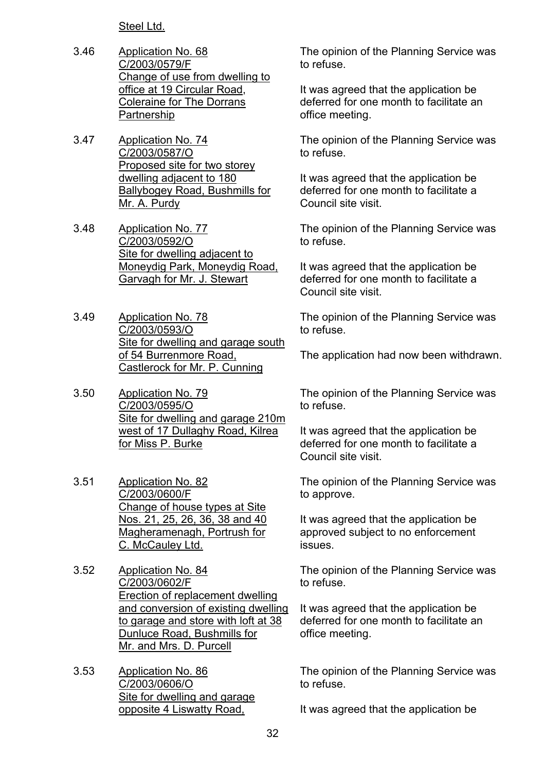Steel Ltd.

| | | |
|---|---|---|
| 3.46 | Application No. 68<br>C/2003/0579/F<br>Change of use from dwelling to office at 19 Circular Road, Coleraine for The Dorrans Partnership | The opinion of the Planning Service was to refuse.<br><br>It was agreed that the application be deferred for one month to facilitate an office meeting. |
| 3.47 | Application No. 74<br>C/2003/0587/O<br>Proposed site for two storey dwelling adjacent to 180 Ballybogey Road, Bushmills for Mr. A. Purdy | The opinion of the Planning Service was to refuse.<br><br>It was agreed that the application be deferred for one month to facilitate a Council site visit. |
| 3.48 | Application No. 77<br>C/2003/0592/O<br>Site for dwelling adjacent to Moneydig Park, Moneydig Road, Garvagh for Mr. J. Stewart | The opinion of the Planning Service was to refuse.<br><br>It was agreed that the application be deferred for one month to facilitate a Council site visit. |
| 3.49 | Application No. 78<br>C/2003/0593/O<br>Site for dwelling and garage south of 54 Burrenmore Road, Castlerock for Mr. P. Cunning | The opinion of the Planning Service was to refuse.<br><br>The application had now been withdrawn. |
| 3.50 | Application No. 79<br>C/2003/0595/O<br>Site for dwelling and garage 210m west of 17 Dullaghy Road, Kilrea for Miss P. Burke | The opinion of the Planning Service was to refuse.<br><br>It was agreed that the application be deferred for one month to facilitate a Council site visit. |
| 3.51 | Application No. 82<br>C/2003/0600/F<br>Change of house types at Site Nos. 21, 25, 26, 36, 38 and 40 Magheramenagh, Portrush for C. McCauley Ltd. | The opinion of the Planning Service was to approve.<br><br>It was agreed that the application be approved subject to no enforcement issues. |
| 3.52 | Application No. 84<br>C/2003/0602/F<br>Erection of replacement dwelling and conversion of existing dwelling to garage and store with loft at 38 Dunluce Road, Bushmills for Mr. and Mrs. D. Purcell | The opinion of the Planning Service was to refuse.<br><br>It was agreed that the application be deferred for one month to facilitate an office meeting. |
| 3.53 | Application No. 86<br>C/2003/0606/O<br>Site for dwelling and garage opposite 4 Liswatty Road, | The opinion of the Planning Service was to refuse.<br><br>It was agreed that the application be |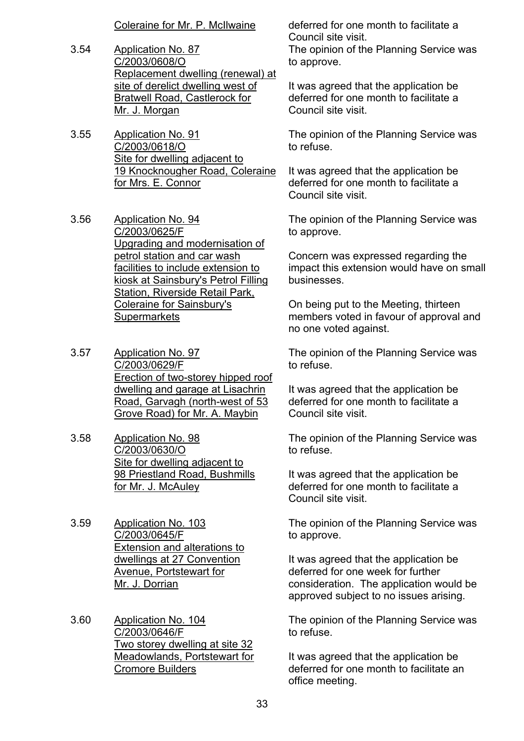Coraine for Mr. P. McIlwaine — deferred for one month to facilitate a Council site visit.

3.54 Application No. 87
C/2003/0608/O
Replacement dwelling (renewal) at site of derelict dwelling west of Bratwell Road, Castlerock for Mr. J. Morgan

The opinion of the Planning Service was to approve.

It was agreed that the application be deferred for one month to facilitate a Council site visit.

3.55 Application No. 91
C/2003/0618/O
Site for dwelling adjacent to 19 Knocknougher Road, Coleraine for Mrs. E. Connor

The opinion of the Planning Service was to refuse.

It was agreed that the application be deferred for one month to facilitate a Council site visit.

3.56 Application No. 94
C/2003/0625/F
Upgrading and modernisation of petrol station and car wash facilities to include extension to kiosk at Sainsbury's Petrol Filling Station, Riverside Retail Park, Coleraine for Sainsbury's Supermarkets

The opinion of the Planning Service was to approve.

Concern was expressed regarding the impact this extension would have on small businesses.

On being put to the Meeting, thirteen members voted in favour of approval and no one voted against.

3.57 Application No. 97
C/2003/0629/F
Erection of two-storey hipped roof dwelling and garage at Lisachrin Road, Garvagh (north-west of 53 Grove Road) for Mr. A. Maybin

The opinion of the Planning Service was to refuse.

It was agreed that the application be deferred for one month to facilitate a Council site visit.

3.58 Application No. 98
C/2003/0630/O
Site for dwelling adjacent to 98 Priestland Road, Bushmills for Mr. J. McAuley

The opinion of the Planning Service was to refuse.

It was agreed that the application be deferred for one month to facilitate a Council site visit.

3.59 Application No. 103
C/2003/0645/F
Extension and alterations to dwellings at 27 Convention Avenue, Portstewart for Mr. J. Dorrian

The opinion of the Planning Service was to approve.

It was agreed that the application be deferred for one week for further consideration. The application would be approved subject to no issues arising.

3.60 Application No. 104
C/2003/0646/F
Two storey dwelling at site 32 Meadowlands, Portstewart for Cromore Builders

The opinion of the Planning Service was to refuse.

It was agreed that the application be deferred for one month to facilitate an office meeting.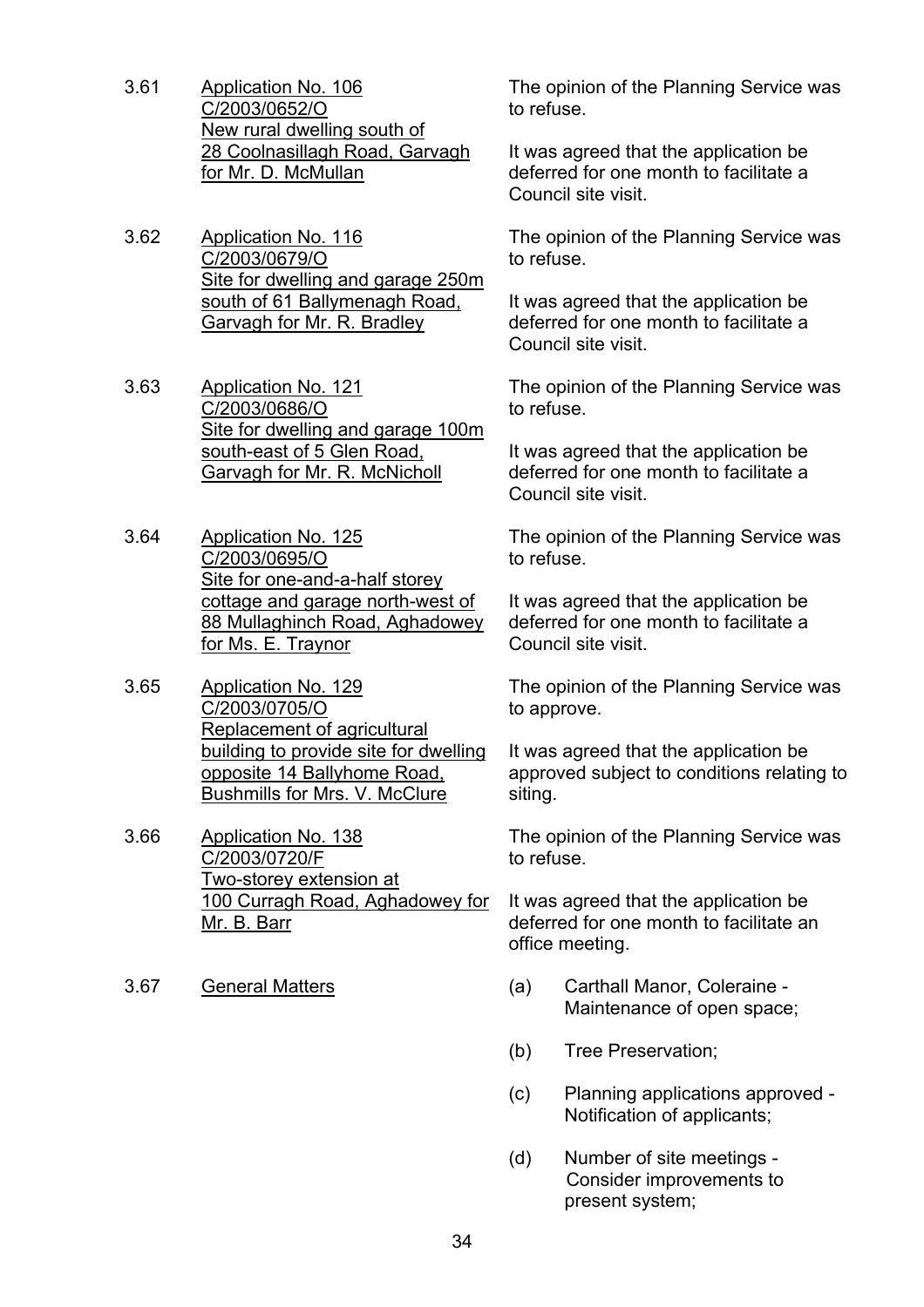3.61 <u>Application No. 106</u>
<u>C/2003/0652/O</u>
<u>New rural dwelling south of 28 Coolnasillagh Road, Garvagh for Mr. D. McMullan</u>

The opinion of the Planning Service was to refuse.

It was agreed that the application be deferred for one month to facilitate a Council site visit.

3.62 <u>Application No. 116</u>
<u>C/2003/0679/O</u>
<u>Site for dwelling and garage 250m south of 61 Ballymenagh Road, Garvagh for Mr. R. Bradley</u>

The opinion of the Planning Service was to refuse.

It was agreed that the application be deferred for one month to facilitate a Council site visit.

3.63 <u>Application No. 121</u>
<u>C/2003/0686/O</u>
<u>Site for dwelling and garage 100m south-east of 5 Glen Road, Garvagh for Mr. R. McNicholl</u>

The opinion of the Planning Service was to refuse.

It was agreed that the application be deferred for one month to facilitate a Council site visit.

3.64 <u>Application No. 125</u>
<u>C/2003/0695/O</u>
<u>Site for one-and-a-half storey cottage and garage north-west of 88 Mullaghinch Road, Aghadowey for Ms. E. Traynor</u>

The opinion of the Planning Service was to refuse.

It was agreed that the application be deferred for one month to facilitate a Council site visit.

3.65 <u>Application No. 129</u>
<u>C/2003/0705/O</u>
<u>Replacement of agricultural building to provide site for dwelling opposite 14 Ballyhome Road, Bushmills for Mrs. V. McClure</u>

The opinion of the Planning Service was to approve.

It was agreed that the application be approved subject to conditions relating to siting.

3.66 <u>Application No. 138</u>
<u>C/2003/0720/F</u>
<u>Two-storey extension at 100 Curragh Road, Aghadowey for Mr. B. Barr</u>

The opinion of the Planning Service was to refuse.

It was agreed that the application be deferred for one month to facilitate an office meeting.

3.67 <u>General Matters</u>

(a) Carthall Manor, Coleraine - Maintenance of open space;

(b) Tree Preservation;

(c) Planning applications approved - Notification of applicants;

(d) Number of site meetings - Consider improvements to present system;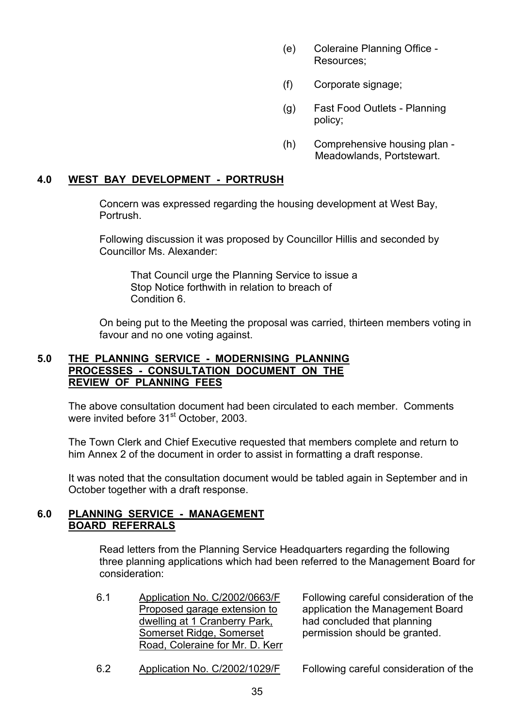(e) Coleraine Planning Office - Resources;

(f) Corporate signage;

(g) Fast Food Outlets - Planning policy;

(h) Comprehensive housing plan - Meadowlands, Portstewart.

## 4.0 WEST BAY DEVELOPMENT - PORTRUSH

Concern was expressed regarding the housing development at West Bay, Portrush.

Following discussion it was proposed by Councillor Hillis and seconded by Councillor Ms. Alexander:

> That Council urge the Planning Service to issue a Stop Notice forthwith in relation to breach of Condition 6.

On being put to the Meeting the proposal was carried, thirteen members voting in favour and no one voting against.

## 5.0 THE PLANNING SERVICE - MODERNISING PLANNING PROCESSES - CONSULTATION DOCUMENT ON THE REVIEW OF PLANNING FEES

The above consultation document had been circulated to each member. Comments were invited before 31st October, 2003.

The Town Clerk and Chief Executive requested that members complete and return to him Annex 2 of the document in order to assist in formatting a draft response.

It was noted that the consultation document would be tabled again in September and in October together with a draft response.

## 6.0 PLANNING SERVICE - MANAGEMENT BOARD REFERRALS

Read letters from the Planning Service Headquarters regarding the following three planning applications which had been referred to the Management Board for consideration:

| | | |
|---|---|---|
| 6.1 | Application No. C/2002/0663/F Proposed garage extension to dwelling at 1 Cranberry Park, Somerset Ridge, Somerset Road, Coleraine for Mr. D. Kerr | Following careful consideration of the application the Management Board had concluded that planning permission should be granted. |
| 6.2 | Application No. C/2002/1029/F | Following careful consideration of the |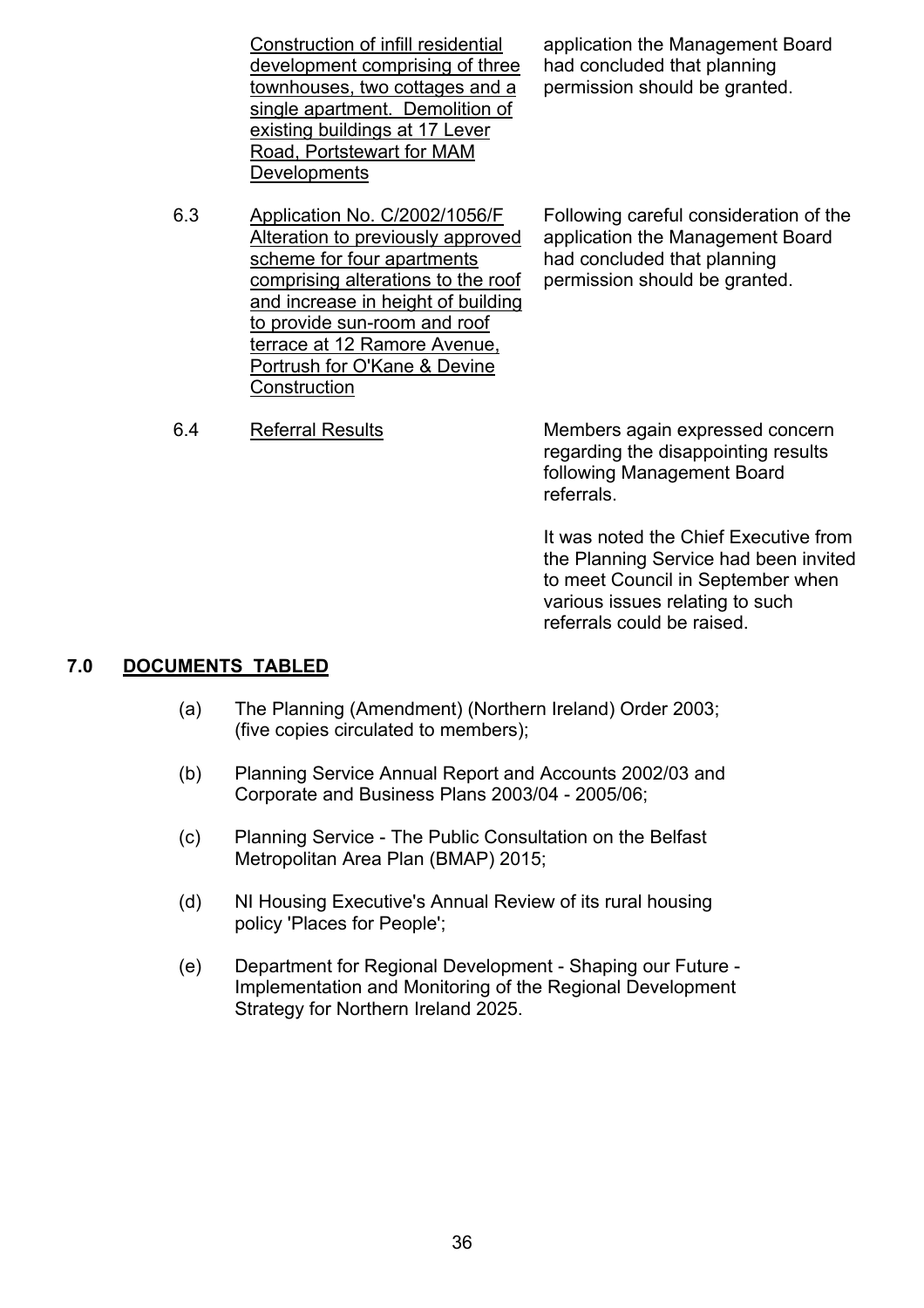| | | |
|---|---|---|
| | Construction of infill residential development comprising of three townhouses, two cottages and a single apartment. Demolition of existing buildings at 17 Lever Road, Portstewart for MAM Developments | application the Management Board had concluded that planning permission should be granted. |
| 6.3 | Application No. C/2002/1056/F Alteration to previously approved scheme for four apartments comprising alterations to the roof and increase in height of building to provide sun-room and roof terrace at 12 Ramore Avenue, Portrush for O'Kane & Devine Construction | Following careful consideration of the application the Management Board had concluded that planning permission should be granted. |
| 6.4 | Referral Results | Members again expressed concern regarding the disappointing results following Management Board referrals.<br><br>It was noted the Chief Executive from the Planning Service had been invited to meet Council in September when various issues relating to such referrals could be raised. |

## 7.0 DOCUMENTS TABLED

(a) The Planning (Amendment) (Northern Ireland) Order 2003; (five copies circulated to members);

(b) Planning Service Annual Report and Accounts 2002/03 and Corporate and Business Plans 2003/04 - 2005/06;

(c) Planning Service - The Public Consultation on the Belfast Metropolitan Area Plan (BMAP) 2015;

(d) NI Housing Executive's Annual Review of its rural housing policy 'Places for People';

(e) Department for Regional Development - Shaping our Future - Implementation and Monitoring of the Regional Development Strategy for Northern Ireland 2025.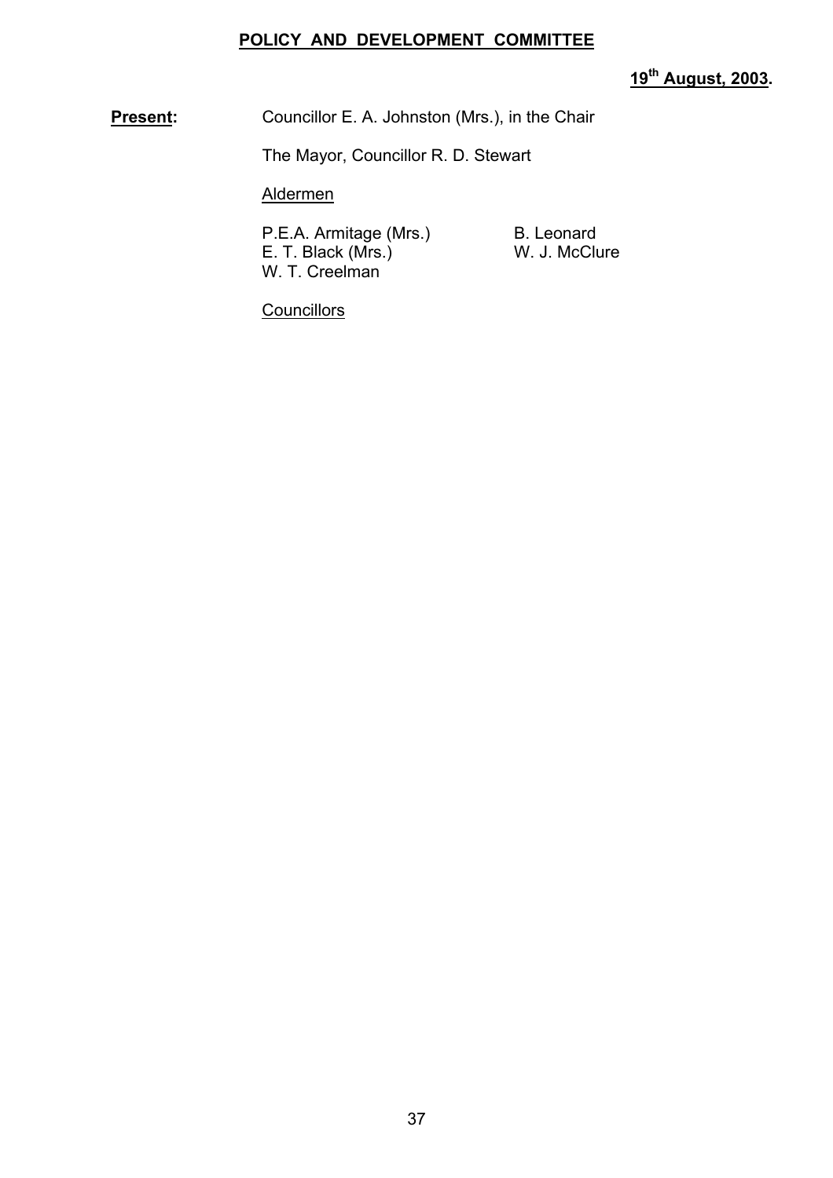**POLICY AND DEVELOPMENT COMMITTEE**

**19th August, 2003.**

**Present:** Councillor E. A. Johnston (Mrs.), in the Chair

The Mayor, Councillor R. D. Stewart

Aldermen

| | |
|---|---|
| P.E.A. Armitage (Mrs.) | B. Leonard |
| E. T. Black (Mrs.) | W. J. McClure |
| W. T. Creelman | |

Councillors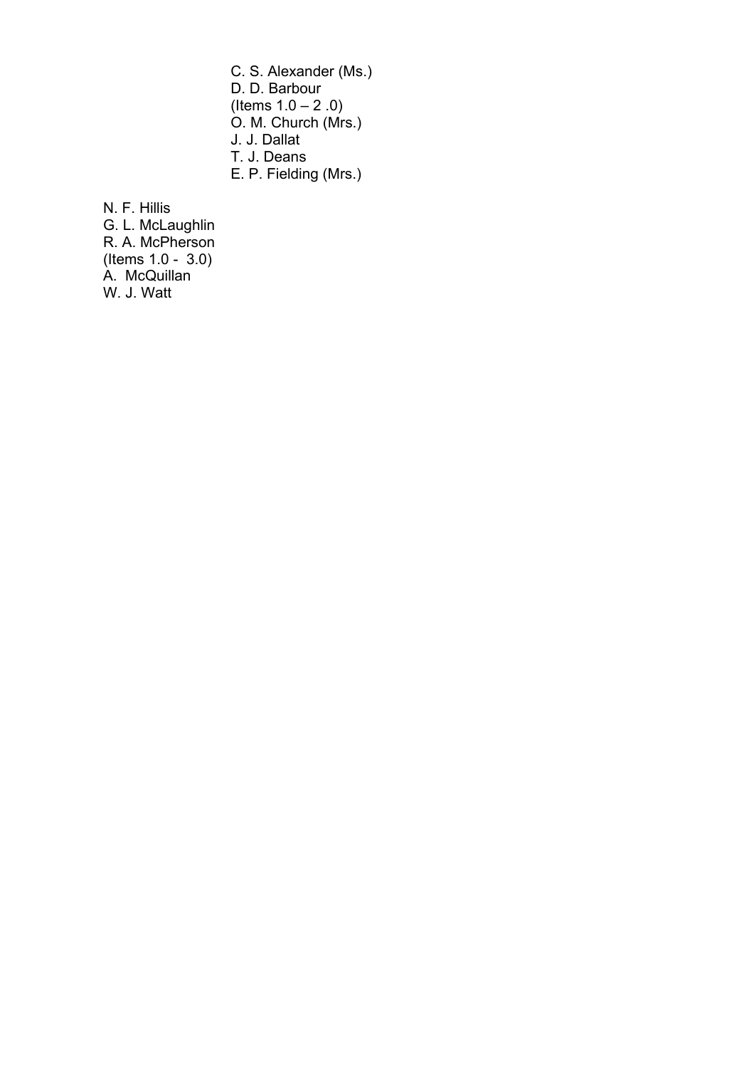C. S. Alexander (Ms.)
D. D. Barbour
(Items 1.0 – 2 .0)
O. M. Church (Mrs.)
J. J. Dallat
T. J. Deans
E. P. Fielding (Mrs.)

N. F. Hillis
G. L. McLaughlin
R. A. McPherson
(Items 1.0 - 3.0)
A. McQuillan
W. J. Watt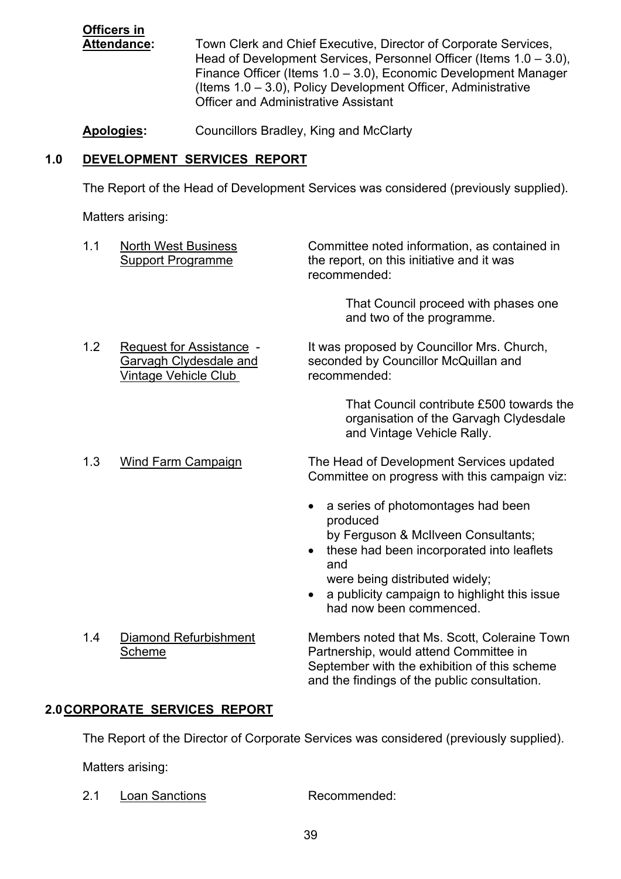**Officers in Attendance:** Town Clerk and Chief Executive, Director of Corporate Services, Head of Development Services, Personnel Officer (Items 1.0 – 3.0), Finance Officer (Items 1.0 – 3.0), Economic Development Manager (Items 1.0 – 3.0), Policy Development Officer, Administrative Officer and Administrative Assistant

**Apologies:** Councillors Bradley, King and McClarty

## 1.0 DEVELOPMENT SERVICES REPORT

The Report of the Head of Development Services was considered (previously supplied).

Matters arising:

1.1 North West Business Support Programme

Committee noted information, as contained in the report, on this initiative and it was recommended:

> That Council proceed with phases one and two of the programme.

1.2 Request for Assistance - Garvagh Clydesdale and Vintage Vehicle Club

It was proposed by Councillor Mrs. Church, seconded by Councillor McQuillan and recommended:

> That Council contribute £500 towards the organisation of the Garvagh Clydesdale and Vintage Vehicle Rally.

1.3 Wind Farm Campaign

The Head of Development Services updated Committee on progress with this campaign viz:

- a series of photomontages had been produced by Ferguson & McIlveen Consultants;
- these had been incorporated into leaflets and were being distributed widely;
- a publicity campaign to highlight this issue had now been commenced.

1.4 Diamond Refurbishment Scheme

Members noted that Ms. Scott, Coleraine Town Partnership, would attend Committee in September with the exhibition of this scheme and the findings of the public consultation.

## 2.0 CORPORATE SERVICES REPORT

The Report of the Director of Corporate Services was considered (previously supplied).

Matters arising:

2.1 Loan Sanctions

Recommended: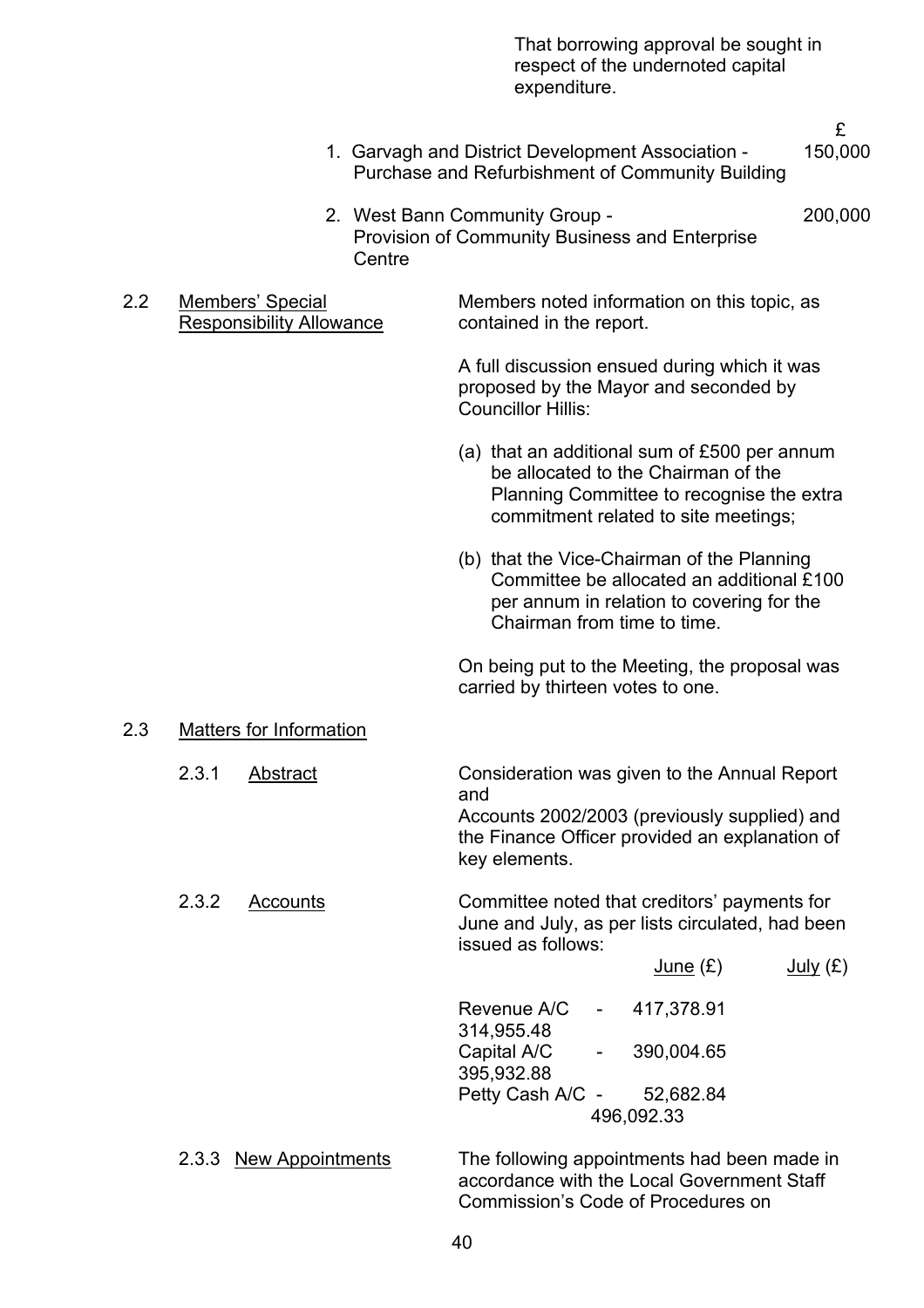That borrowing approval be sought in respect of the undernoted capital expenditure.

| | £ |
|---|---|
| 1. Garvagh and District Development Association - Purchase and Refurbishment of Community Building | 150,000 |
| 2. West Bann Community Group - Provision of Community Business and Enterprise Centre | 200,000 |

2.2 Members' Special Responsibility Allowance

Members noted information on this topic, as contained in the report.

A full discussion ensued during which it was proposed by the Mayor and seconded by Councillor Hillis:

(a) that an additional sum of £500 per annum be allocated to the Chairman of the Planning Committee to recognise the extra commitment related to site meetings;

(b) that the Vice-Chairman of the Planning Committee be allocated an additional £100 per annum in relation to covering for the Chairman from time to time.

On being put to the Meeting, the proposal was carried by thirteen votes to one.

2.3 Matters for Information

2.3.1 Abstract

Consideration was given to the Annual Report and Accounts 2002/2003 (previously supplied) and the Finance Officer provided an explanation of key elements.

2.3.2 Accounts

Committee noted that creditors' payments for June and July, as per lists circulated, had been issued as follows:

| | June (£) | July (£) |
|---|---|---|
| Revenue A/C | 417,378.91 | 314,955.48 |
| Capital A/C | 390,004.65 | 395,932.88 |
| Petty Cash A/C | 52,682.84 | 496,092.33 |

2.3.3 New Appointments

The following appointments had been made in accordance with the Local Government Staff Commission's Code of Procedures on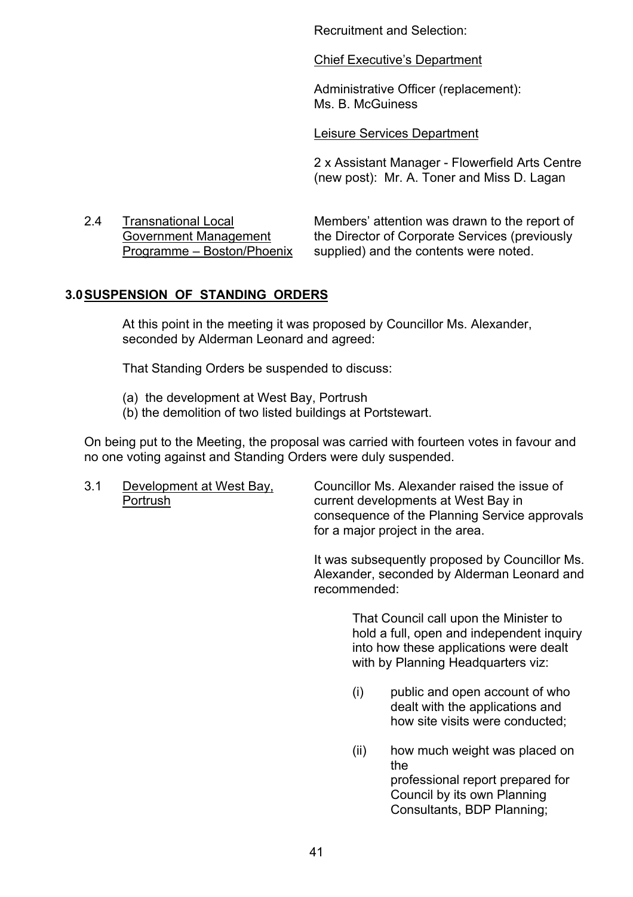Recruitment and Selection:

Chief Executive's Department

Administrative Officer (replacement): Ms. B. McGuiness

Leisure Services Department

2 x Assistant Manager - Flowerfield Arts Centre (new post): Mr. A. Toner and Miss D. Lagan

2.4 Transnational Local Government Management Programme – Boston/Phoenix

Members' attention was drawn to the report of the Director of Corporate Services (previously supplied) and the contents were noted.

## 3.0 SUSPENSION OF STANDING ORDERS

At this point in the meeting it was proposed by Councillor Ms. Alexander, seconded by Alderman Leonard and agreed:

That Standing Orders be suspended to discuss:

(a) the development at West Bay, Portrush
(b) the demolition of two listed buildings at Portstewart.

On being put to the Meeting, the proposal was carried with fourteen votes in favour and no one voting against and Standing Orders were duly suspended.

3.1 Development at West Bay, Portrush

Councillor Ms. Alexander raised the issue of current developments at West Bay in consequence of the Planning Service approvals for a major project in the area.

It was subsequently proposed by Councillor Ms. Alexander, seconded by Alderman Leonard and recommended:

> That Council call upon the Minister to hold a full, open and independent inquiry into how these applications were dealt with by Planning Headquarters viz:
>
> (i) public and open account of who dealt with the applications and how site visits were conducted;
>
> (ii) how much weight was placed on the professional report prepared for Council by its own Planning Consultants, BDP Planning;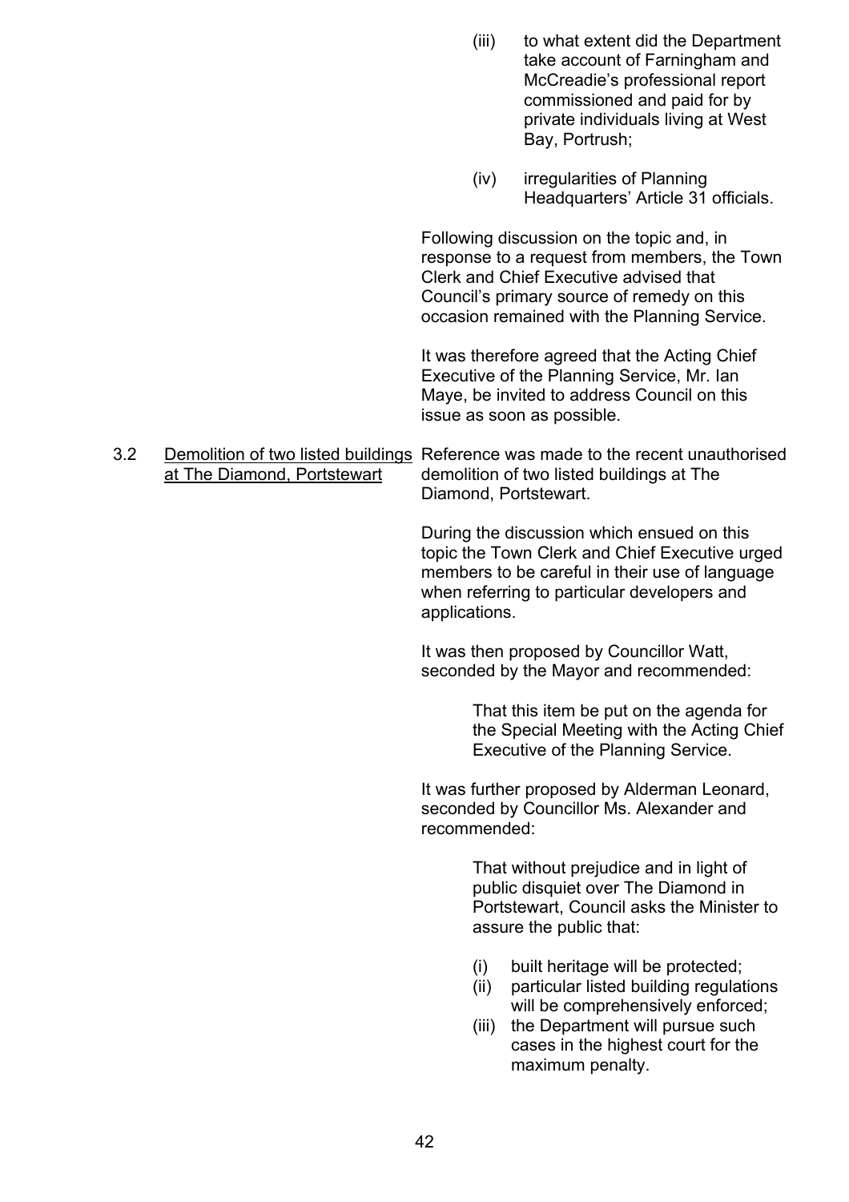(iii) to what extent did the Department take account of Farningham and McCreadie's professional report commissioned and paid for by private individuals living at West Bay, Portrush;

(iv) irregularities of Planning Headquarters' Article 31 officials.

Following discussion on the topic and, in response to a request from members, the Town Clerk and Chief Executive advised that Council's primary source of remedy on this occasion remained with the Planning Service.

It was therefore agreed that the Acting Chief Executive of the Planning Service, Mr. Ian Maye, be invited to address Council on this issue as soon as possible.

3.2 <u>Demolition of two listed buildings at The Diamond, Portstewart</u>

Reference was made to the recent unauthorised demolition of two listed buildings at The Diamond, Portstewart.

During the discussion which ensued on this topic the Town Clerk and Chief Executive urged members to be careful in their use of language when referring to particular developers and applications.

It was then proposed by Councillor Watt, seconded by the Mayor and recommended:

> That this item be put on the agenda for the Special Meeting with the Acting Chief Executive of the Planning Service.

It was further proposed by Alderman Leonard, seconded by Councillor Ms. Alexander and recommended:

> That without prejudice and in light of public disquiet over The Diamond in Portstewart, Council asks the Minister to assure the public that:
>
> (i) built heritage will be protected;
> (ii) particular listed building regulations will be comprehensively enforced;
> (iii) the Department will pursue such cases in the highest court for the maximum penalty.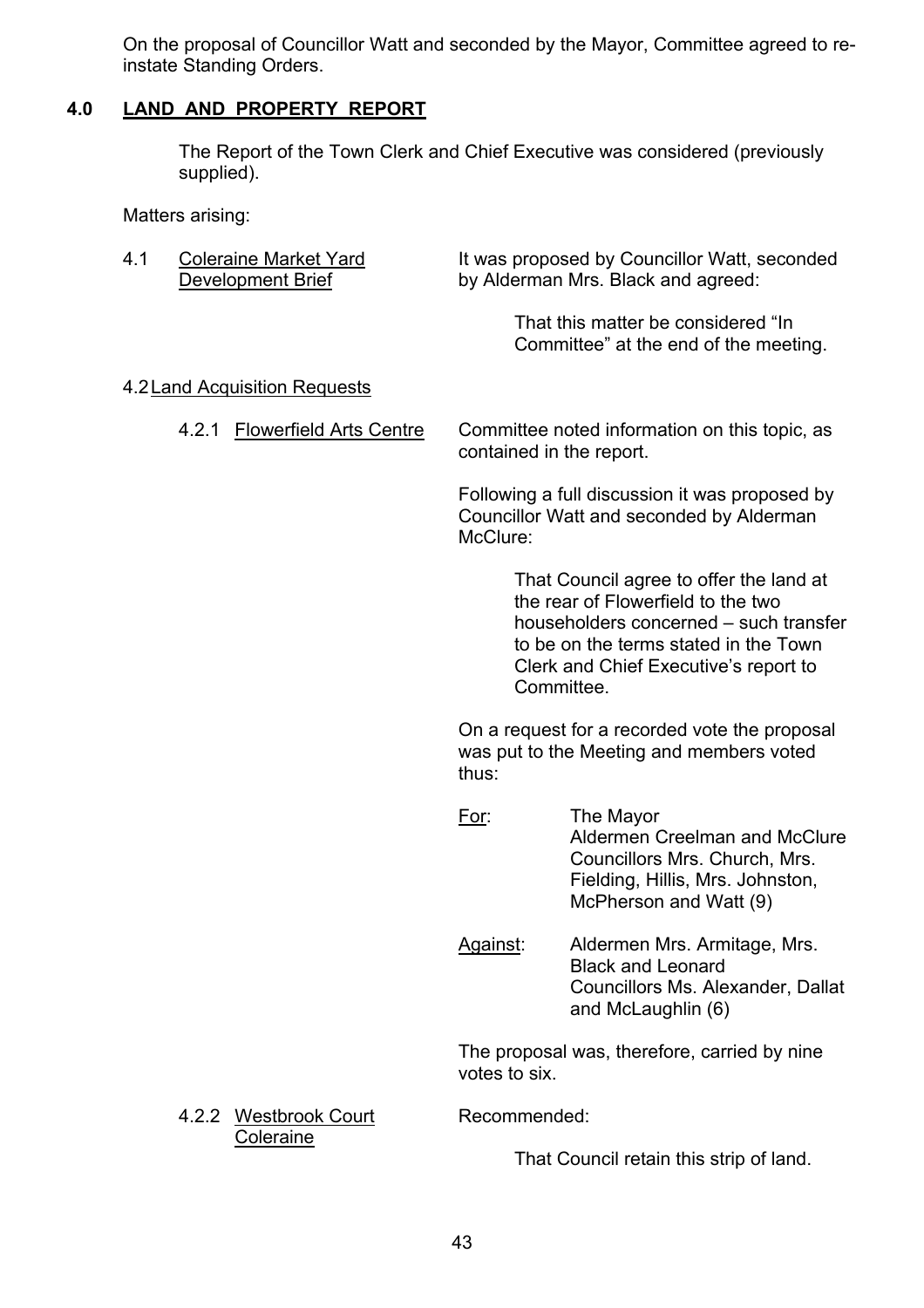On the proposal of Councillor Watt and seconded by the Mayor, Committee agreed to re-instate Standing Orders.

## 4.0 LAND AND PROPERTY REPORT

The Report of the Town Clerk and Chief Executive was considered (previously supplied).

Matters arising:

4.1 Coleraine Market Yard Development Brief

It was proposed by Councillor Watt, seconded by Alderman Mrs. Black and agreed:

> That this matter be considered "In Committee" at the end of the meeting.

4.2 Land Acquisition Requests

4.2.1 Flowerfield Arts Centre

Committee noted information on this topic, as contained in the report.

Following a full discussion it was proposed by Councillor Watt and seconded by Alderman McClure:

> That Council agree to offer the land at the rear of Flowerfield to the two householders concerned – such transfer to be on the terms stated in the Town Clerk and Chief Executive's report to Committee.

On a request for a recorded vote the proposal was put to the Meeting and members voted thus:

For: The Mayor
Aldermen Creelman and McClure
Councillors Mrs. Church, Mrs. Fielding, Hillis, Mrs. Johnston, McPherson and Watt (9)

Against: Aldermen Mrs. Armitage, Mrs. Black and Leonard
Councillors Ms. Alexander, Dallat and McLaughlin (6)

The proposal was, therefore, carried by nine votes to six.

4.2.2 Westbrook Court Coleraine

Recommended:

> That Council retain this strip of land.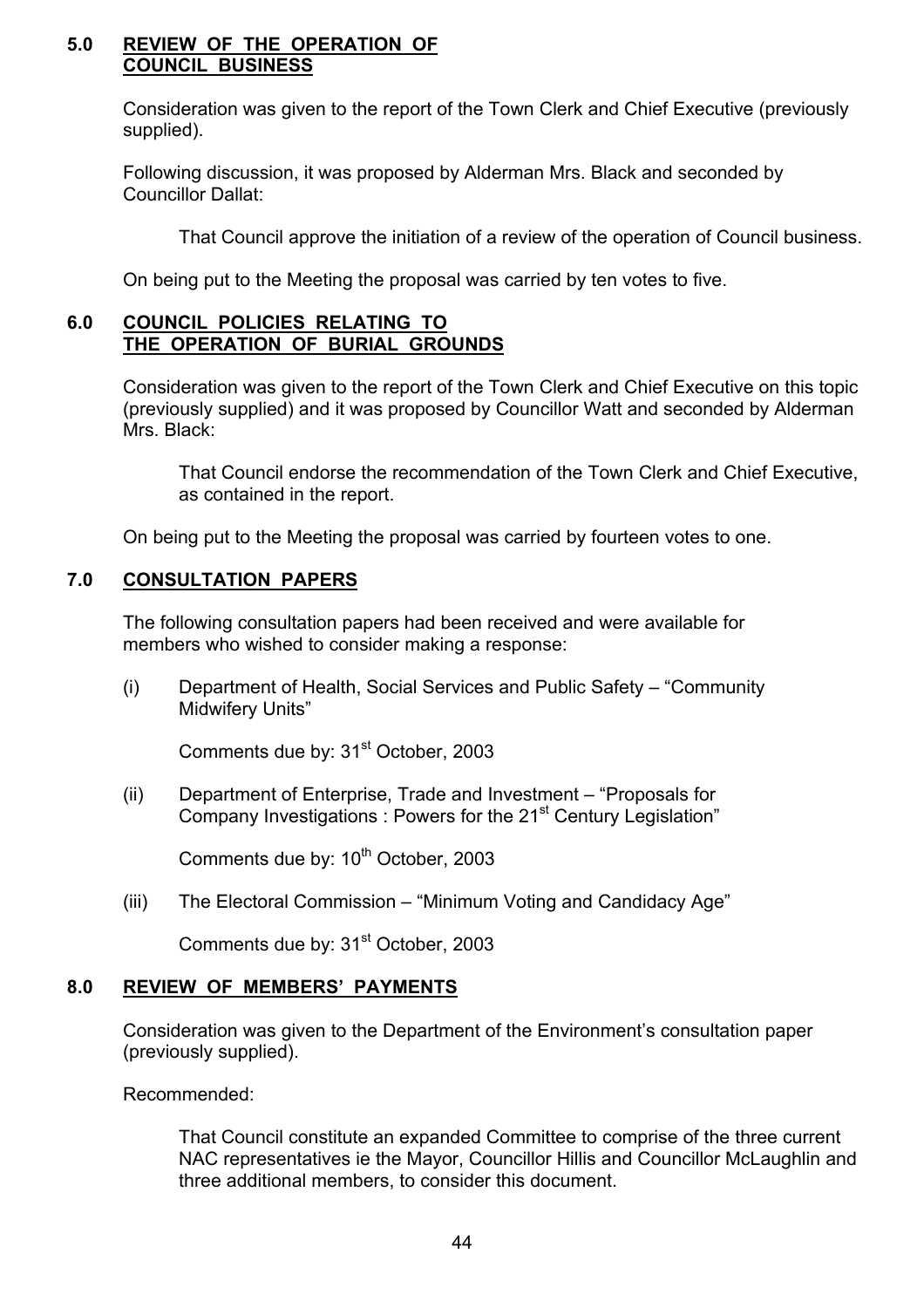## 5.0 REVIEW OF THE OPERATION OF COUNCIL BUSINESS

Consideration was given to the report of the Town Clerk and Chief Executive (previously supplied).

Following discussion, it was proposed by Alderman Mrs. Black and seconded by Councillor Dallat:

> That Council approve the initiation of a review of the operation of Council business.

On being put to the Meeting the proposal was carried by ten votes to five.

## 6.0 COUNCIL POLICIES RELATING TO THE OPERATION OF BURIAL GROUNDS

Consideration was given to the report of the Town Clerk and Chief Executive on this topic (previously supplied) and it was proposed by Councillor Watt and seconded by Alderman Mrs. Black:

> That Council endorse the recommendation of the Town Clerk and Chief Executive, as contained in the report.

On being put to the Meeting the proposal was carried by fourteen votes to one.

## 7.0 CONSULTATION PAPERS

The following consultation papers had been received and were available for members who wished to consider making a response:

(i) Department of Health, Social Services and Public Safety – "Community Midwifery Units"

Comments due by: 31st October, 2003

(ii) Department of Enterprise, Trade and Investment – "Proposals for Company Investigations : Powers for the 21st Century Legislation"

Comments due by: 10th October, 2003

(iii) The Electoral Commission – "Minimum Voting and Candidacy Age"

Comments due by: 31st October, 2003

## 8.0 REVIEW OF MEMBERS' PAYMENTS

Consideration was given to the Department of the Environment's consultation paper (previously supplied).

Recommended:

> That Council constitute an expanded Committee to comprise of the three current NAC representatives ie the Mayor, Councillor Hillis and Councillor McLaughlin and three additional members, to consider this document.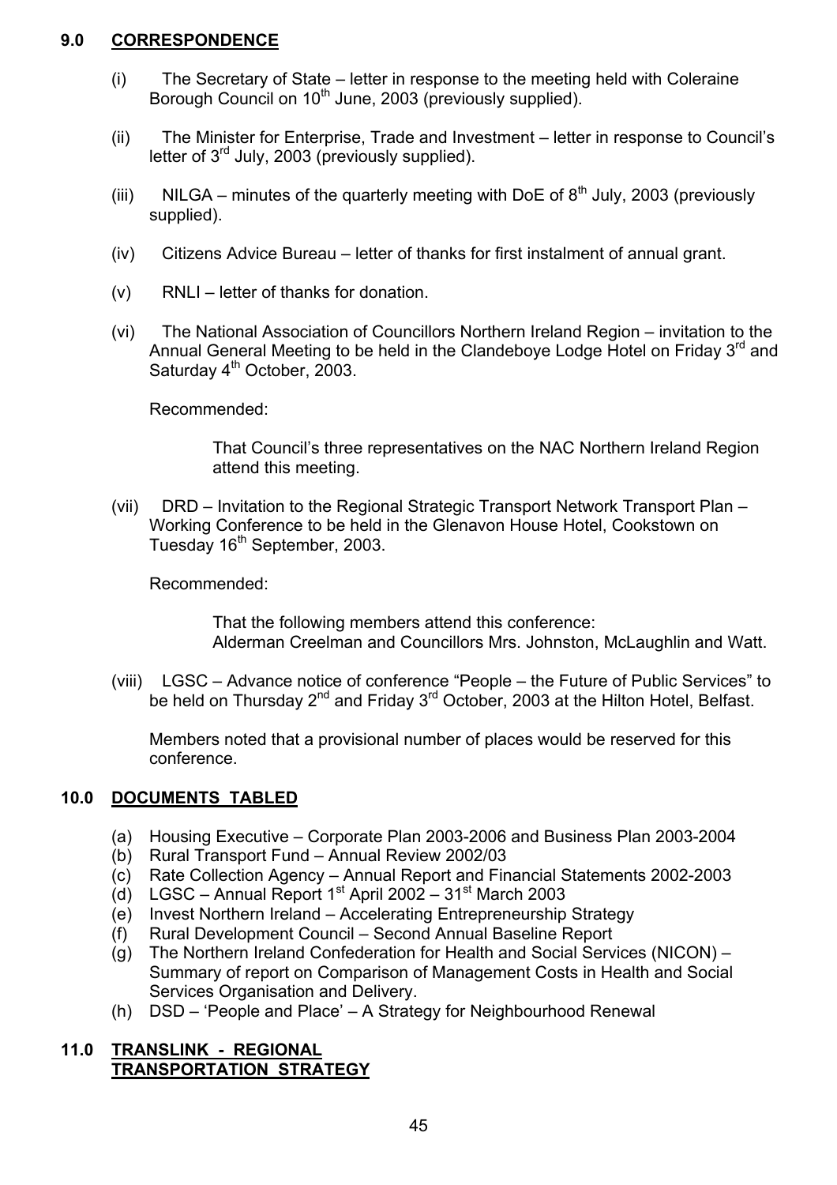## 9.0 CORRESPONDENCE

(i) The Secretary of State – letter in response to the meeting held with Coleraine Borough Council on 10th June, 2003 (previously supplied).

(ii) The Minister for Enterprise, Trade and Investment – letter in response to Council's letter of 3rd July, 2003 (previously supplied).

(iii) NILGA – minutes of the quarterly meeting with DoE of 8th July, 2003 (previously supplied).

(iv) Citizens Advice Bureau – letter of thanks for first instalment of annual grant.

(v) RNLI – letter of thanks for donation.

(vi) The National Association of Councillors Northern Ireland Region – invitation to the Annual General Meeting to be held in the Clandeboye Lodge Hotel on Friday 3rd and Saturday 4th October, 2003.

Recommended:

> That Council's three representatives on the NAC Northern Ireland Region attend this meeting.

(vii) DRD – Invitation to the Regional Strategic Transport Network Transport Plan – Working Conference to be held in the Glenavon House Hotel, Cookstown on Tuesday 16th September, 2003.

Recommended:

> That the following members attend this conference:
> Alderman Creelman and Councillors Mrs. Johnston, McLaughlin and Watt.

(viii) LGSC – Advance notice of conference "People – the Future of Public Services" to be held on Thursday 2nd and Friday 3rd October, 2003 at the Hilton Hotel, Belfast.

Members noted that a provisional number of places would be reserved for this conference.

## 10.0 DOCUMENTS TABLED

(a) Housing Executive – Corporate Plan 2003-2006 and Business Plan 2003-2004
(b) Rural Transport Fund – Annual Review 2002/03
(c) Rate Collection Agency – Annual Report and Financial Statements 2002-2003
(d) LGSC – Annual Report 1st April 2002 – 31st March 2003
(e) Invest Northern Ireland – Accelerating Entrepreneurship Strategy
(f) Rural Development Council – Second Annual Baseline Report
(g) The Northern Ireland Confederation for Health and Social Services (NICON) – Summary of report on Comparison of Management Costs in Health and Social Services Organisation and Delivery.
(h) DSD – 'People and Place' – A Strategy for Neighbourhood Renewal

## 11.0 TRANSLINK - REGIONAL TRANSPORTATION STRATEGY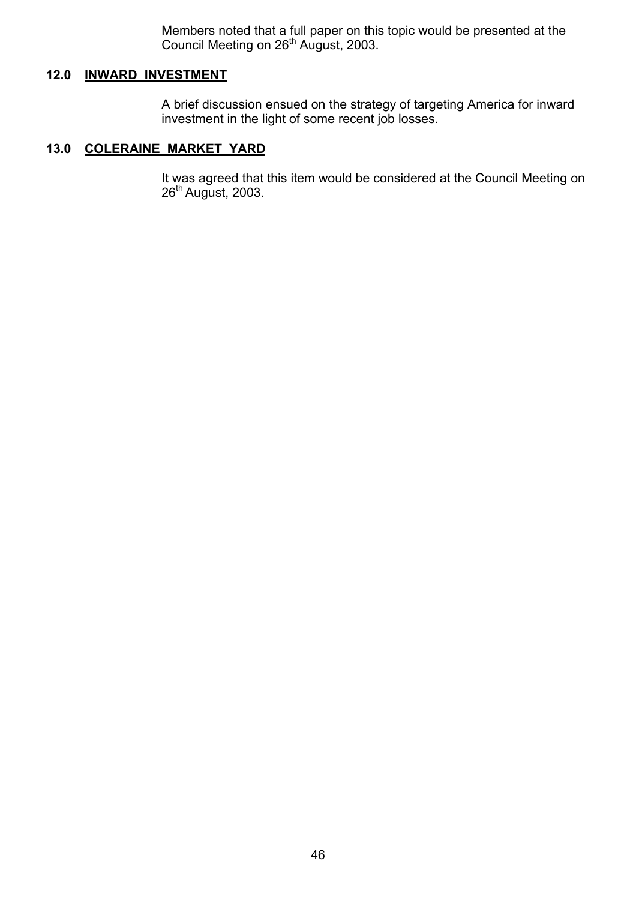Members noted that a full paper on this topic would be presented at the Council Meeting on 26th August, 2003.

**12.0 INWARD INVESTMENT**

A brief discussion ensued on the strategy of targeting America for inward investment in the light of some recent job losses.

**13.0 COLERAINE MARKET YARD**

It was agreed that this item would be considered at the Council Meeting on 26th August, 2003.